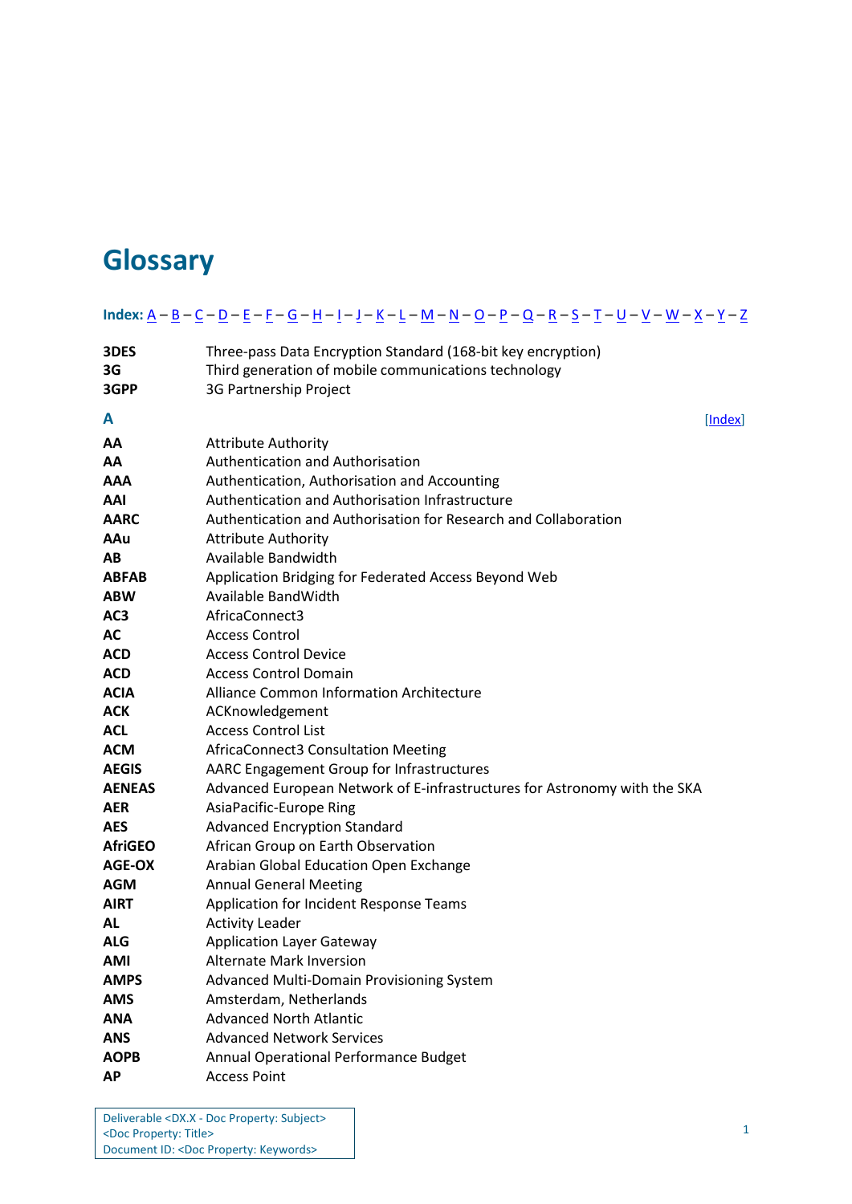# Glossary

**Index:** A – B – C – D – E – F – G – H – I – J – K – L – M – N – O – P – Q – R – S – T – U – V – W – X – Y – Z

| | |
|---|---|
| **3DES** | Three-pass Data Encryption Standard (168-bit key encryption) |
| **3G** | Third generation of mobile communications technology |
| **3GPP** | 3G Partnership Project |

## A

[Index]

| | |
|---|---|
| **AA** | Attribute Authority |
| **AA** | Authentication and Authorisation |
| **AAA** | Authentication, Authorisation and Accounting |
| **AAI** | Authentication and Authorisation Infrastructure |
| **AARC** | Authentication and Authorisation for Research and Collaboration |
| **AAu** | Attribute Authority |
| **AB** | Available Bandwidth |
| **ABFAB** | Application Bridging for Federated Access Beyond Web |
| **ABW** | Available BandWidth |
| **AC3** | AfricaConnect3 |
| **AC** | Access Control |
| **ACD** | Access Control Device |
| **ACD** | Access Control Domain |
| **ACIA** | Alliance Common Information Architecture |
| **ACK** | ACKnowledgement |
| **ACL** | Access Control List |
| **ACM** | AfricaConnect3 Consultation Meeting |
| **AEGIS** | AARC Engagement Group for Infrastructures |
| **AENEAS** | Advanced European Network of E-infrastructures for Astronomy with the SKA |
| **AER** | AsiaPacific-Europe Ring |
| **AES** | Advanced Encryption Standard |
| **AfriGEO** | African Group on Earth Observation |
| **AGE-OX** | Arabian Global Education Open Exchange |
| **AGM** | Annual General Meeting |
| **AIRT** | Application for Incident Response Teams |
| **AL** | Activity Leader |
| **ALG** | Application Layer Gateway |
| **AMI** | Alternate Mark Inversion |
| **AMPS** | Advanced Multi-Domain Provisioning System |
| **AMS** | Amsterdam, Netherlands |
| **ANA** | Advanced North Atlantic |
| **ANS** | Advanced Network Services |
| **AOPB** | Annual Operational Performance Budget |
| **AP** | Access Point |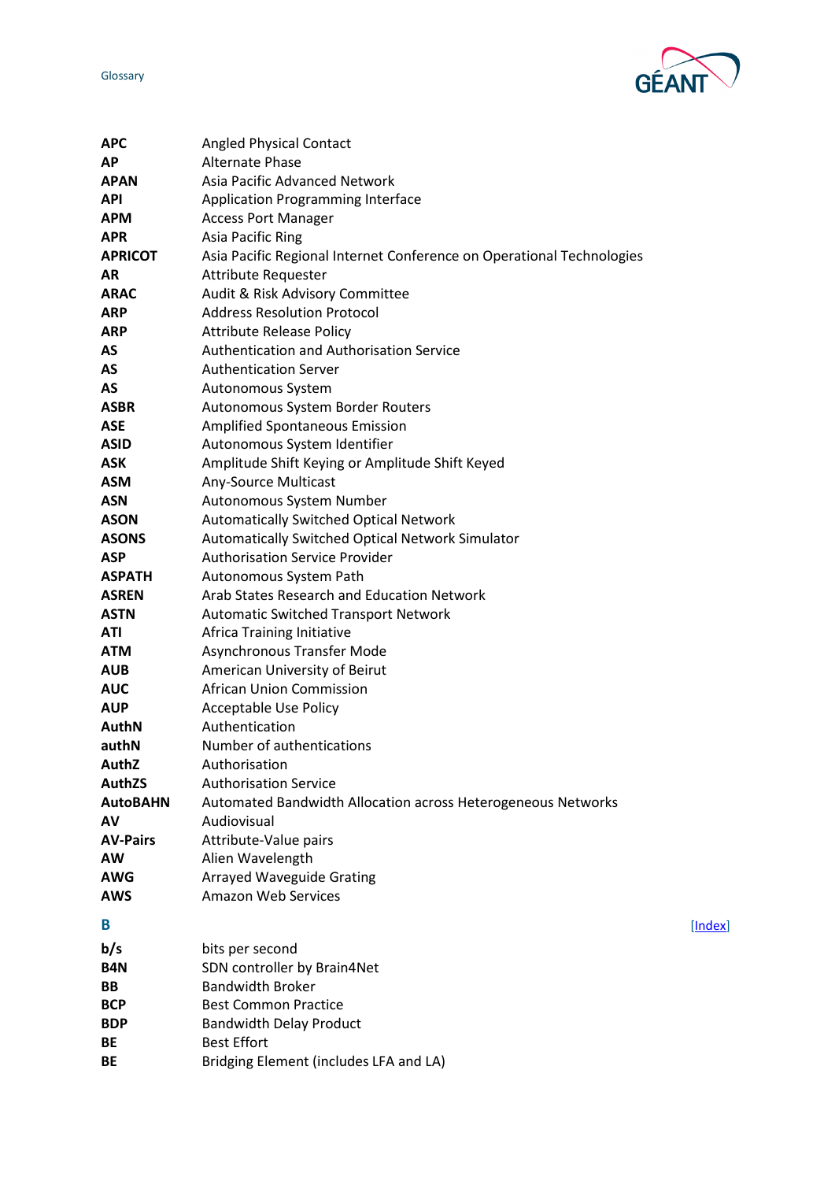| | |
|---|---|
| **APC** | Angled Physical Contact |
| **AP** | Alternate Phase |
| **APAN** | Asia Pacific Advanced Network |
| **API** | Application Programming Interface |
| **APM** | Access Port Manager |
| **APR** | Asia Pacific Ring |
| **APRICOT** | Asia Pacific Regional Internet Conference on Operational Technologies |
| **AR** | Attribute Requester |
| **ARAC** | Audit & Risk Advisory Committee |
| **ARP** | Address Resolution Protocol |
| **ARP** | Attribute Release Policy |
| **AS** | Authentication and Authorisation Service |
| **AS** | Authentication Server |
| **AS** | Autonomous System |
| **ASBR** | Autonomous System Border Routers |
| **ASE** | Amplified Spontaneous Emission |
| **ASID** | Autonomous System Identifier |
| **ASK** | Amplitude Shift Keying or Amplitude Shift Keyed |
| **ASM** | Any-Source Multicast |
| **ASN** | Autonomous System Number |
| **ASON** | Automatically Switched Optical Network |
| **ASONS** | Automatically Switched Optical Network Simulator |
| **ASP** | Authorisation Service Provider |
| **ASPATH** | Autonomous System Path |
| **ASREN** | Arab States Research and Education Network |
| **ASTN** | Automatic Switched Transport Network |
| **ATI** | Africa Training Initiative |
| **ATM** | Asynchronous Transfer Mode |
| **AUB** | American University of Beirut |
| **AUC** | African Union Commission |
| **AUP** | Acceptable Use Policy |
| **AuthN** | Authentication |
| **authN** | Number of authentications |
| **AuthZ** | Authorisation |
| **AuthZS** | Authorisation Service |
| **AutoBAHN** | Automated Bandwidth Allocation across Heterogeneous Networks |
| **AV** | Audiovisual |
| **AV-Pairs** | Attribute-Value pairs |
| **AW** | Alien Wavelength |
| **AWG** | Arrayed Waveguide Grating |
| **AWS** | Amazon Web Services |

## B

[Index]

| | |
|---|---|
| **b/s** | bits per second |
| **B4N** | SDN controller by Brain4Net |
| **BB** | Bandwidth Broker |
| **BCP** | Best Common Practice |
| **BDP** | Bandwidth Delay Product |
| **BE** | Best Effort |
| **BE** | Bridging Element (includes LFA and LA) |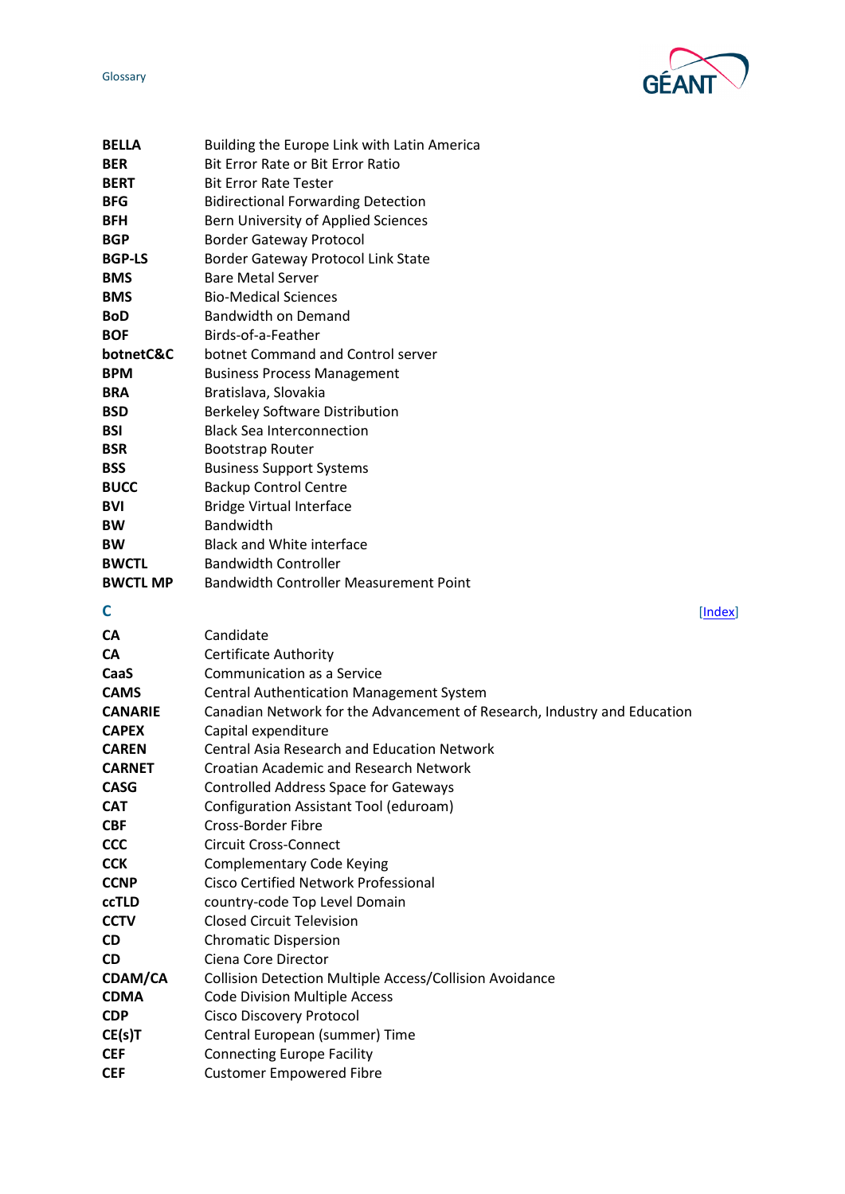| | |
|---|---|
| **BELLA** | Building the Europe Link with Latin America |
| **BER** | Bit Error Rate or Bit Error Ratio |
| **BERT** | Bit Error Rate Tester |
| **BFG** | Bidirectional Forwarding Detection |
| **BFH** | Bern University of Applied Sciences |
| **BGP** | Border Gateway Protocol |
| **BGP-LS** | Border Gateway Protocol Link State |
| **BMS** | Bare Metal Server |
| **BMS** | Bio-Medical Sciences |
| **BoD** | Bandwidth on Demand |
| **BOF** | Birds-of-a-Feather |
| **botnetC&C** | botnet Command and Control server |
| **BPM** | Business Process Management |
| **BRA** | Bratislava, Slovakia |
| **BSD** | Berkeley Software Distribution |
| **BSI** | Black Sea Interconnection |
| **BSR** | Bootstrap Router |
| **BSS** | Business Support Systems |
| **BUCC** | Backup Control Centre |
| **BVI** | Bridge Virtual Interface |
| **BW** | Bandwidth |
| **BW** | Black and White interface |
| **BWCTL** | Bandwidth Controller |
| **BWCTL MP** | Bandwidth Controller Measurement Point |

## C

[Index]

| | |
|---|---|
| **CA** | Candidate |
| **CA** | Certificate Authority |
| **CaaS** | Communication as a Service |
| **CAMS** | Central Authentication Management System |
| **CANARIE** | Canadian Network for the Advancement of Research, Industry and Education |
| **CAPEX** | Capital expenditure |
| **CAREN** | Central Asia Research and Education Network |
| **CARNET** | Croatian Academic and Research Network |
| **CASG** | Controlled Address Space for Gateways |
| **CAT** | Configuration Assistant Tool (eduroam) |
| **CBF** | Cross-Border Fibre |
| **CCC** | Circuit Cross-Connect |
| **CCK** | Complementary Code Keying |
| **CCNP** | Cisco Certified Network Professional |
| **ccTLD** | country-code Top Level Domain |
| **CCTV** | Closed Circuit Television |
| **CD** | Chromatic Dispersion |
| **CD** | Ciena Core Director |
| **CDAM/CA** | Collision Detection Multiple Access/Collision Avoidance |
| **CDMA** | Code Division Multiple Access |
| **CDP** | Cisco Discovery Protocol |
| **CE(s)T** | Central European (summer) Time |
| **CEF** | Connecting Europe Facility |
| **CEF** | Customer Empowered Fibre |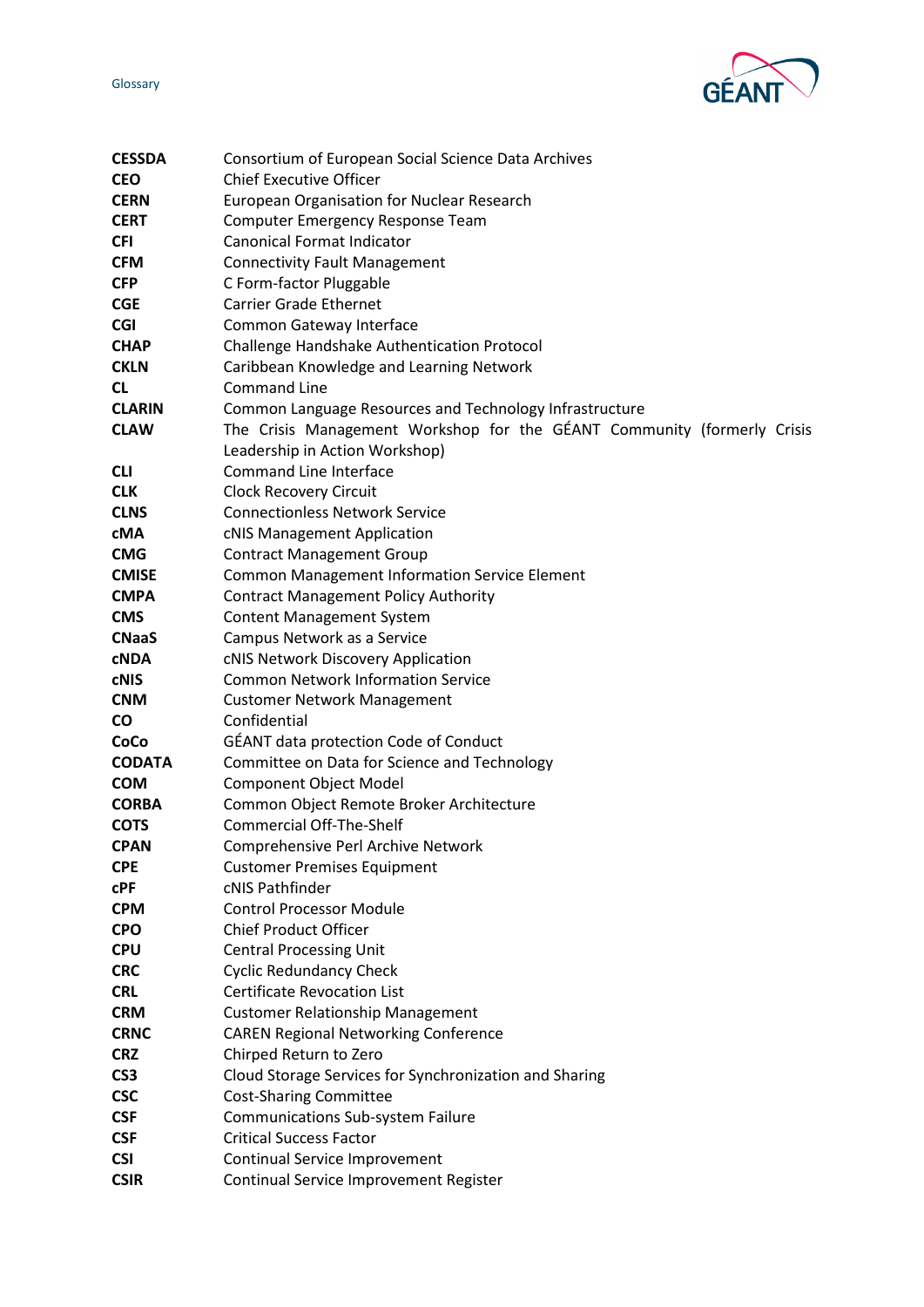| | |
|---|---|
| **CESSDA** | Consortium of European Social Science Data Archives |
| **CEO** | Chief Executive Officer |
| **CERN** | European Organisation for Nuclear Research |
| **CERT** | Computer Emergency Response Team |
| **CFI** | Canonical Format Indicator |
| **CFM** | Connectivity Fault Management |
| **CFP** | C Form-factor Pluggable |
| **CGE** | Carrier Grade Ethernet |
| **CGI** | Common Gateway Interface |
| **CHAP** | Challenge Handshake Authentication Protocol |
| **CKLN** | Caribbean Knowledge and Learning Network |
| **CL** | Command Line |
| **CLARIN** | Common Language Resources and Technology Infrastructure |
| **CLAW** | The Crisis Management Workshop for the GÉANT Community (formerly Crisis Leadership in Action Workshop) |
| **CLI** | Command Line Interface |
| **CLK** | Clock Recovery Circuit |
| **CLNS** | Connectionless Network Service |
| **cMA** | cNIS Management Application |
| **CMG** | Contract Management Group |
| **CMISE** | Common Management Information Service Element |
| **CMPA** | Contract Management Policy Authority |
| **CMS** | Content Management System |
| **CNaaS** | Campus Network as a Service |
| **cNDA** | cNIS Network Discovery Application |
| **cNIS** | Common Network Information Service |
| **CNM** | Customer Network Management |
| **CO** | Confidential |
| **CoCo** | GÉANT data protection Code of Conduct |
| **CODATA** | Committee on Data for Science and Technology |
| **COM** | Component Object Model |
| **CORBA** | Common Object Remote Broker Architecture |
| **COTS** | Commercial Off-The-Shelf |
| **CPAN** | Comprehensive Perl Archive Network |
| **CPE** | Customer Premises Equipment |
| **cPF** | cNIS Pathfinder |
| **CPM** | Control Processor Module |
| **CPO** | Chief Product Officer |
| **CPU** | Central Processing Unit |
| **CRC** | Cyclic Redundancy Check |
| **CRL** | Certificate Revocation List |
| **CRM** | Customer Relationship Management |
| **CRNC** | CAREN Regional Networking Conference |
| **CRZ** | Chirped Return to Zero |
| **CS3** | Cloud Storage Services for Synchronization and Sharing |
| **CSC** | Cost-Sharing Committee |
| **CSF** | Communications Sub-system Failure |
| **CSF** | Critical Success Factor |
| **CSI** | Continual Service Improvement |
| **CSIR** | Continual Service Improvement Register |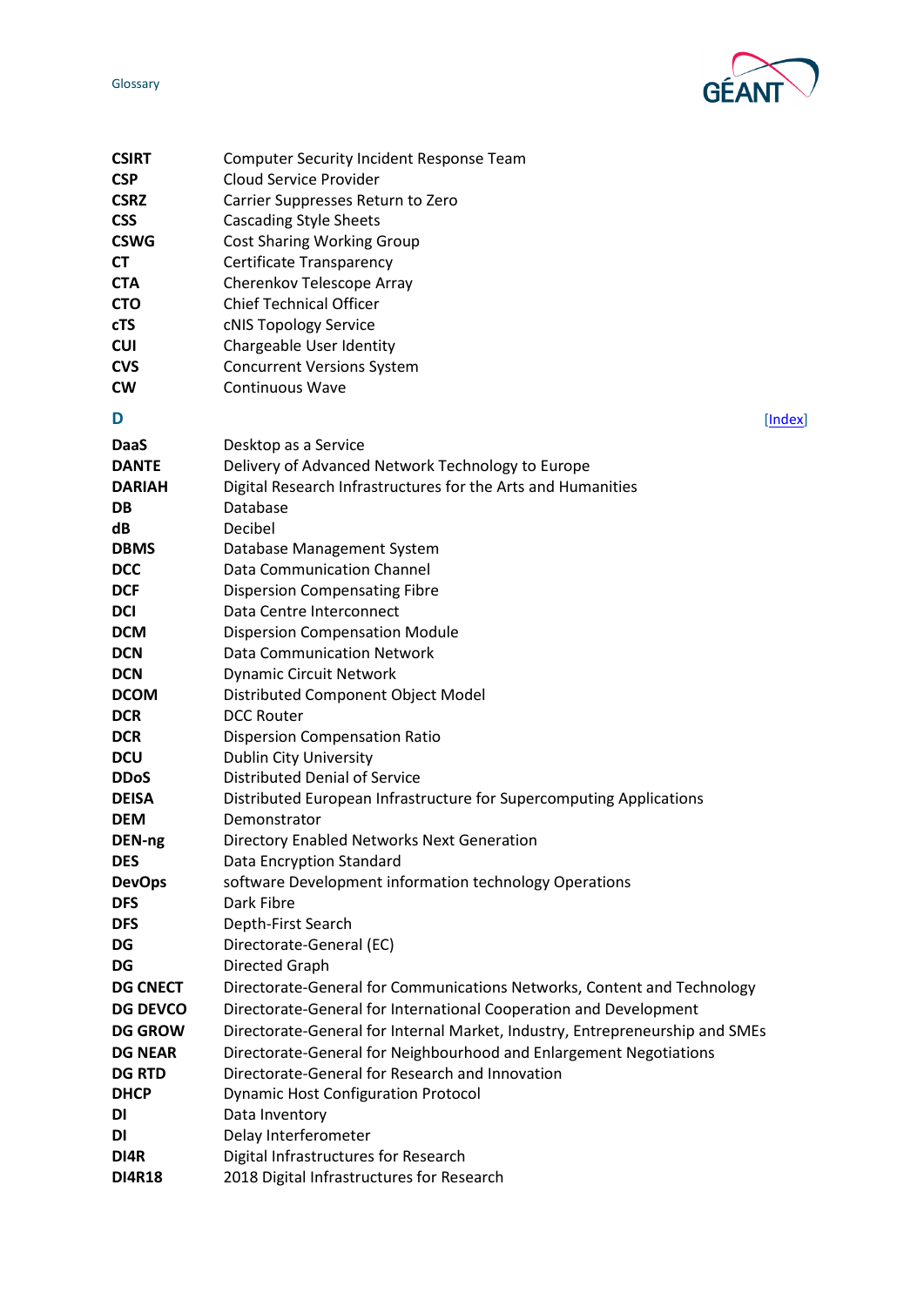| | |
|---|---|
| **CSIRT** | Computer Security Incident Response Team |
| **CSP** | Cloud Service Provider |
| **CSRZ** | Carrier Suppresses Return to Zero |
| **CSS** | Cascading Style Sheets |
| **CSWG** | Cost Sharing Working Group |
| **CT** | Certificate Transparency |
| **CTA** | Cherenkov Telescope Array |
| **CTO** | Chief Technical Officer |
| **cTS** | cNIS Topology Service |
| **CUI** | Chargeable User Identity |
| **CVS** | Concurrent Versions System |
| **CW** | Continuous Wave |

## D

[Index]

| | |
|---|---|
| **DaaS** | Desktop as a Service |
| **DANTE** | Delivery of Advanced Network Technology to Europe |
| **DARIAH** | Digital Research Infrastructures for the Arts and Humanities |
| **DB** | Database |
| **dB** | Decibel |
| **DBMS** | Database Management System |
| **DCC** | Data Communication Channel |
| **DCF** | Dispersion Compensating Fibre |
| **DCI** | Data Centre Interconnect |
| **DCM** | Dispersion Compensation Module |
| **DCN** | Data Communication Network |
| **DCN** | Dynamic Circuit Network |
| **DCOM** | Distributed Component Object Model |
| **DCR** | DCC Router |
| **DCR** | Dispersion Compensation Ratio |
| **DCU** | Dublin City University |
| **DDoS** | Distributed Denial of Service |
| **DEISA** | Distributed European Infrastructure for Supercomputing Applications |
| **DEM** | Demonstrator |
| **DEN-ng** | Directory Enabled Networks Next Generation |
| **DES** | Data Encryption Standard |
| **DevOps** | software Development information technology Operations |
| **DFS** | Dark Fibre |
| **DFS** | Depth-First Search |
| **DG** | Directorate-General (EC) |
| **DG** | Directed Graph |
| **DG CNECT** | Directorate-General for Communications Networks, Content and Technology |
| **DG DEVCO** | Directorate-General for International Cooperation and Development |
| **DG GROW** | Directorate-General for Internal Market, Industry, Entrepreneurship and SMEs |
| **DG NEAR** | Directorate-General for Neighbourhood and Enlargement Negotiations |
| **DG RTD** | Directorate-General for Research and Innovation |
| **DHCP** | Dynamic Host Configuration Protocol |
| **DI** | Data Inventory |
| **DI** | Delay Interferometer |
| **DI4R** | Digital Infrastructures for Research |
| **DI4R18** | 2018 Digital Infrastructures for Research |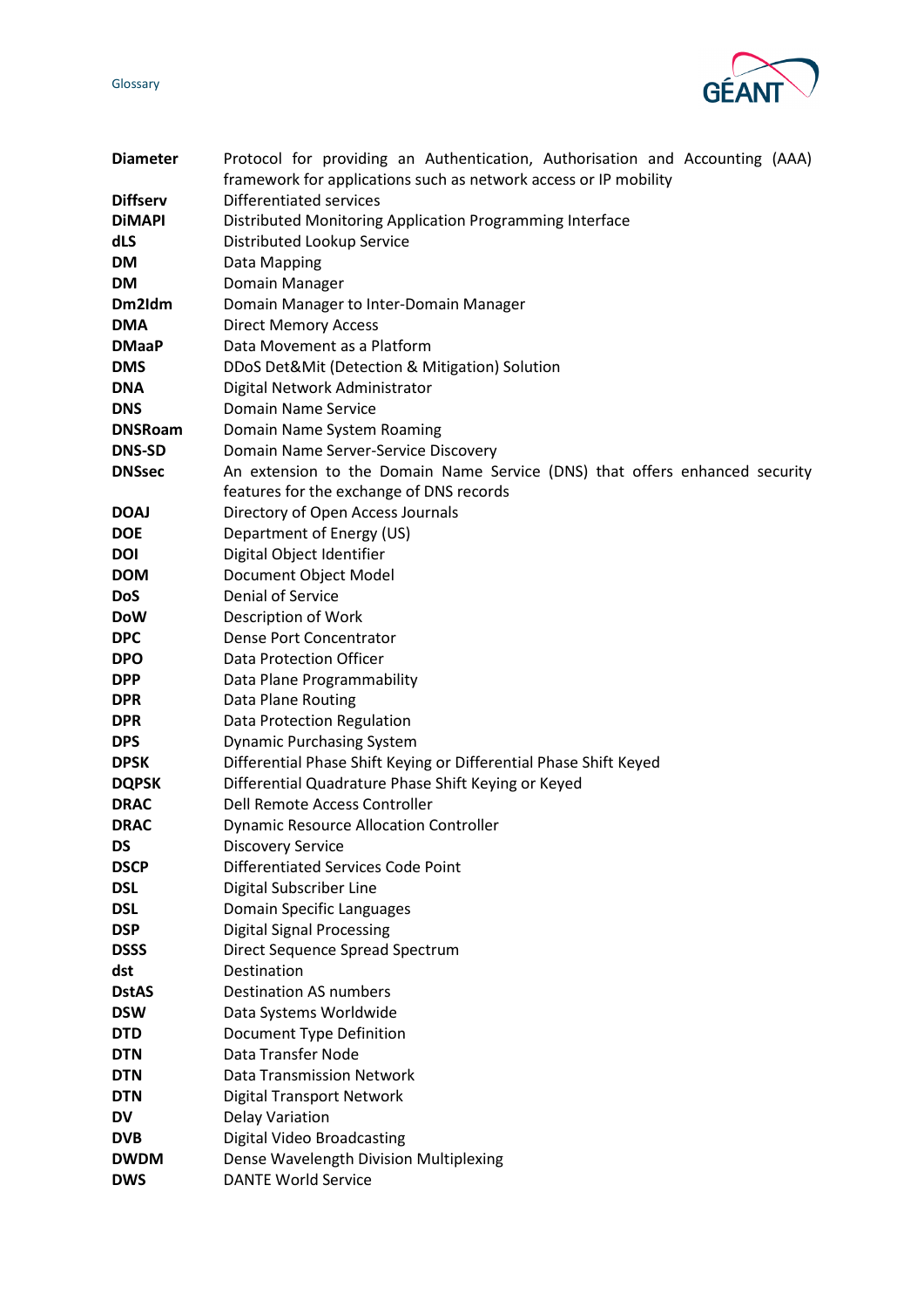| | |
|---|---|
| **Diameter** | Protocol for providing an Authentication, Authorisation and Accounting (AAA) framework for applications such as network access or IP mobility |
| **Diffserv** | Differentiated services |
| **DiMAPI** | Distributed Monitoring Application Programming Interface |
| **dLS** | Distributed Lookup Service |
| **DM** | Data Mapping |
| **DM** | Domain Manager |
| **Dm2Idm** | Domain Manager to Inter-Domain Manager |
| **DMA** | Direct Memory Access |
| **DMaaP** | Data Movement as a Platform |
| **DMS** | DDoS Det&Mit (Detection & Mitigation) Solution |
| **DNA** | Digital Network Administrator |
| **DNS** | Domain Name Service |
| **DNSRoam** | Domain Name System Roaming |
| **DNS-SD** | Domain Name Server-Service Discovery |
| **DNSsec** | An extension to the Domain Name Service (DNS) that offers enhanced security features for the exchange of DNS records |
| **DOAJ** | Directory of Open Access Journals |
| **DOE** | Department of Energy (US) |
| **DOI** | Digital Object Identifier |
| **DOM** | Document Object Model |
| **DoS** | Denial of Service |
| **DoW** | Description of Work |
| **DPC** | Dense Port Concentrator |
| **DPO** | Data Protection Officer |
| **DPP** | Data Plane Programmability |
| **DPR** | Data Plane Routing |
| **DPR** | Data Protection Regulation |
| **DPS** | Dynamic Purchasing System |
| **DPSK** | Differential Phase Shift Keying or Differential Phase Shift Keyed |
| **DQPSK** | Differential Quadrature Phase Shift Keying or Keyed |
| **DRAC** | Dell Remote Access Controller |
| **DRAC** | Dynamic Resource Allocation Controller |
| **DS** | Discovery Service |
| **DSCP** | Differentiated Services Code Point |
| **DSL** | Digital Subscriber Line |
| **DSL** | Domain Specific Languages |
| **DSP** | Digital Signal Processing |
| **DSSS** | Direct Sequence Spread Spectrum |
| **dst** | Destination |
| **DstAS** | Destination AS numbers |
| **DSW** | Data Systems Worldwide |
| **DTD** | Document Type Definition |
| **DTN** | Data Transfer Node |
| **DTN** | Data Transmission Network |
| **DTN** | Digital Transport Network |
| **DV** | Delay Variation |
| **DVB** | Digital Video Broadcasting |
| **DWDM** | Dense Wavelength Division Multiplexing |
| **DWS** | DANTE World Service |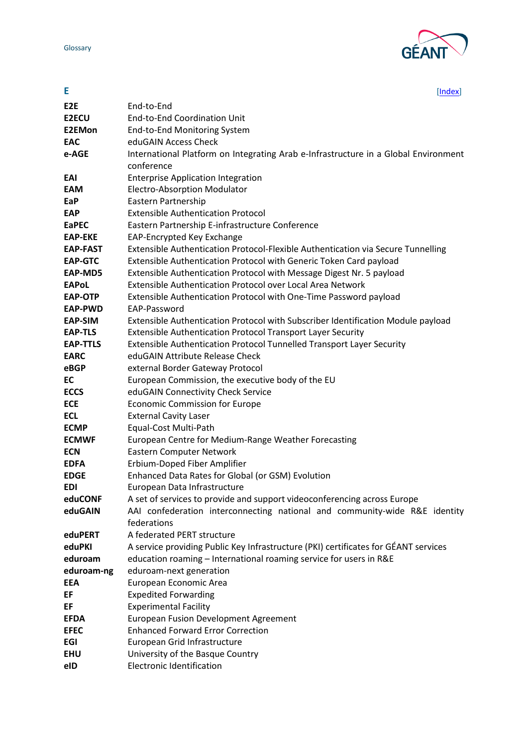## E

[Index]

| | |
|---|---|
| **E2E** | End-to-End |
| **E2ECU** | End-to-End Coordination Unit |
| **E2EMon** | End-to-End Monitoring System |
| **EAC** | eduGAIN Access Check |
| **e-AGE** | International Platform on Integrating Arab e-Infrastructure in a Global Environment conference |
| **EAI** | Enterprise Application Integration |
| **EAM** | Electro-Absorption Modulator |
| **EaP** | Eastern Partnership |
| **EAP** | Extensible Authentication Protocol |
| **EaPEC** | Eastern Partnership E-infrastructure Conference |
| **EAP-EKE** | EAP-Encrypted Key Exchange |
| **EAP-FAST** | Extensible Authentication Protocol-Flexible Authentication via Secure Tunnelling |
| **EAP-GTC** | Extensible Authentication Protocol with Generic Token Card payload |
| **EAP-MD5** | Extensible Authentication Protocol with Message Digest Nr. 5 payload |
| **EAPoL** | Extensible Authentication Protocol over Local Area Network |
| **EAP-OTP** | Extensible Authentication Protocol with One-Time Password payload |
| **EAP-PWD** | EAP-Password |
| **EAP-SIM** | Extensible Authentication Protocol with Subscriber Identification Module payload |
| **EAP-TLS** | Extensible Authentication Protocol Transport Layer Security |
| **EAP-TTLS** | Extensible Authentication Protocol Tunnelled Transport Layer Security |
| **EARC** | eduGAIN Attribute Release Check |
| **eBGP** | external Border Gateway Protocol |
| **EC** | European Commission, the executive body of the EU |
| **ECCS** | eduGAIN Connectivity Check Service |
| **ECE** | Economic Commission for Europe |
| **ECL** | External Cavity Laser |
| **ECMP** | Equal-Cost Multi-Path |
| **ECMWF** | European Centre for Medium-Range Weather Forecasting |
| **ECN** | Eastern Computer Network |
| **EDFA** | Erbium-Doped Fiber Amplifier |
| **EDGE** | Enhanced Data Rates for Global (or GSM) Evolution |
| **EDI** | European Data Infrastructure |
| **eduCONF** | A set of services to provide and support videoconferencing across Europe |
| **eduGAIN** | AAI confederation interconnecting national and community-wide R&E identity federations |
| **eduPERT** | A federated PERT structure |
| **eduPKI** | A service providing Public Key Infrastructure (PKI) certificates for GÉANT services |
| **eduroam** | education roaming – International roaming service for users in R&E |
| **eduroam-ng** | eduroam-next generation |
| **EEA** | European Economic Area |
| **EF** | Expedited Forwarding |
| **EF** | Experimental Facility |
| **EFDA** | European Fusion Development Agreement |
| **EFEC** | Enhanced Forward Error Correction |
| **EGI** | European Grid Infrastructure |
| **EHU** | University of the Basque Country |
| **eID** | Electronic Identification |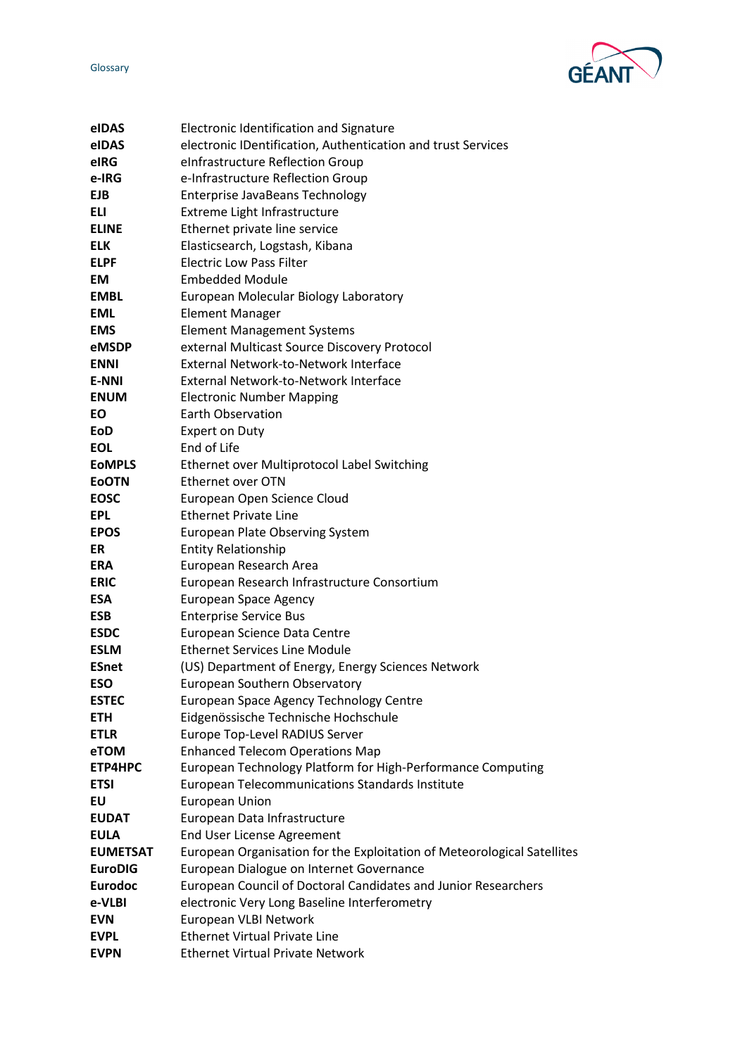| | |
|---|---|
| **eIDAS** | Electronic Identification and Signature |
| **eIDAS** | electronic IDentification, Authentication and trust Services |
| **eIRG** | eInfrastructure Reflection Group |
| **e-IRG** | e-Infrastructure Reflection Group |
| **EJB** | Enterprise JavaBeans Technology |
| **ELI** | Extreme Light Infrastructure |
| **ELINE** | Ethernet private line service |
| **ELK** | Elasticsearch, Logstash, Kibana |
| **ELPF** | Electric Low Pass Filter |
| **EM** | Embedded Module |
| **EMBL** | European Molecular Biology Laboratory |
| **EML** | Element Manager |
| **EMS** | Element Management Systems |
| **eMSDP** | external Multicast Source Discovery Protocol |
| **ENNI** | External Network-to-Network Interface |
| **E-NNI** | External Network-to-Network Interface |
| **ENUM** | Electronic Number Mapping |
| **EO** | Earth Observation |
| **EoD** | Expert on Duty |
| **EOL** | End of Life |
| **EoMPLS** | Ethernet over Multiprotocol Label Switching |
| **EoOTN** | Ethernet over OTN |
| **EOSC** | European Open Science Cloud |
| **EPL** | Ethernet Private Line |
| **EPOS** | European Plate Observing System |
| **ER** | Entity Relationship |
| **ERA** | European Research Area |
| **ERIC** | European Research Infrastructure Consortium |
| **ESA** | European Space Agency |
| **ESB** | Enterprise Service Bus |
| **ESDC** | European Science Data Centre |
| **ESLM** | Ethernet Services Line Module |
| **ESnet** | (US) Department of Energy, Energy Sciences Network |
| **ESO** | European Southern Observatory |
| **ESTEC** | European Space Agency Technology Centre |
| **ETH** | Eidgenössische Technische Hochschule |
| **ETLR** | Europe Top-Level RADIUS Server |
| **eTOM** | Enhanced Telecom Operations Map |
| **ETP4HPC** | European Technology Platform for High-Performance Computing |
| **ETSI** | European Telecommunications Standards Institute |
| **EU** | European Union |
| **EUDAT** | European Data Infrastructure |
| **EULA** | End User License Agreement |
| **EUMETSAT** | European Organisation for the Exploitation of Meteorological Satellites |
| **EuroDIG** | European Dialogue on Internet Governance |
| **Eurodoc** | European Council of Doctoral Candidates and Junior Researchers |
| **e-VLBI** | electronic Very Long Baseline Interferometry |
| **EVN** | European VLBI Network |
| **EVPL** | Ethernet Virtual Private Line |
| **EVPN** | Ethernet Virtual Private Network |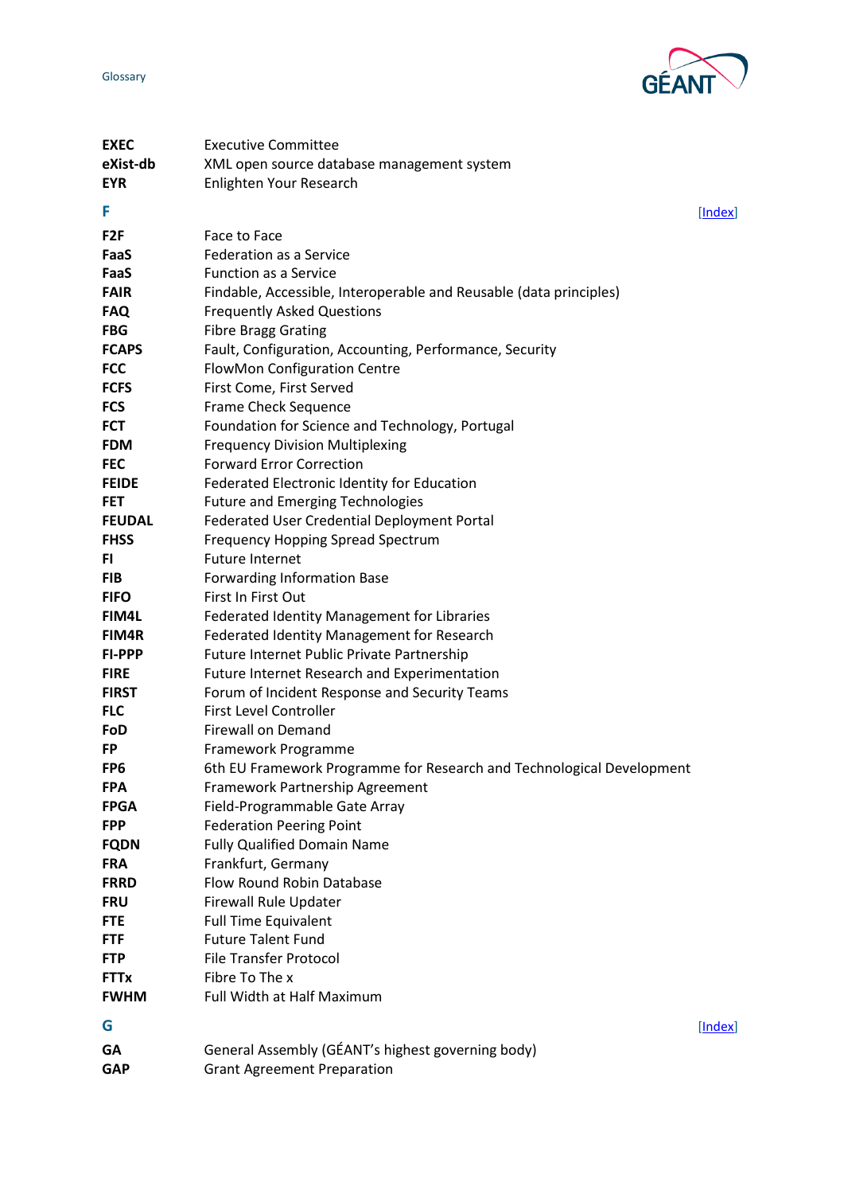| | |
|---|---|
| **EXEC** | Executive Committee |
| **eXist-db** | XML open source database management system |
| **EYR** | Enlighten Your Research |

## F

[Index]

| | |
|---|---|
| **F2F** | Face to Face |
| **FaaS** | Federation as a Service |
| **FaaS** | Function as a Service |
| **FAIR** | Findable, Accessible, Interoperable and Reusable (data principles) |
| **FAQ** | Frequently Asked Questions |
| **FBG** | Fibre Bragg Grating |
| **FCAPS** | Fault, Configuration, Accounting, Performance, Security |
| **FCC** | FlowMon Configuration Centre |
| **FCFS** | First Come, First Served |
| **FCS** | Frame Check Sequence |
| **FCT** | Foundation for Science and Technology, Portugal |
| **FDM** | Frequency Division Multiplexing |
| **FEC** | Forward Error Correction |
| **FEIDE** | Federated Electronic Identity for Education |
| **FET** | Future and Emerging Technologies |
| **FEUDAL** | Federated User Credential Deployment Portal |
| **FHSS** | Frequency Hopping Spread Spectrum |
| **FI** | Future Internet |
| **FIB** | Forwarding Information Base |
| **FIFO** | First In First Out |
| **FIM4L** | Federated Identity Management for Libraries |
| **FIM4R** | Federated Identity Management for Research |
| **FI-PPP** | Future Internet Public Private Partnership |
| **FIRE** | Future Internet Research and Experimentation |
| **FIRST** | Forum of Incident Response and Security Teams |
| **FLC** | First Level Controller |
| **FoD** | Firewall on Demand |
| **FP** | Framework Programme |
| **FP6** | 6th EU Framework Programme for Research and Technological Development |
| **FPA** | Framework Partnership Agreement |
| **FPGA** | Field-Programmable Gate Array |
| **FPP** | Federation Peering Point |
| **FQDN** | Fully Qualified Domain Name |
| **FRA** | Frankfurt, Germany |
| **FRRD** | Flow Round Robin Database |
| **FRU** | Firewall Rule Updater |
| **FTE** | Full Time Equivalent |
| **FTF** | Future Talent Fund |
| **FTP** | File Transfer Protocol |
| **FTTx** | Fibre To The x |
| **FWHM** | Full Width at Half Maximum |

## G

[Index]

| | |
|---|---|
| **GA** | General Assembly (GÉANT's highest governing body) |
| **GAP** | Grant Agreement Preparation |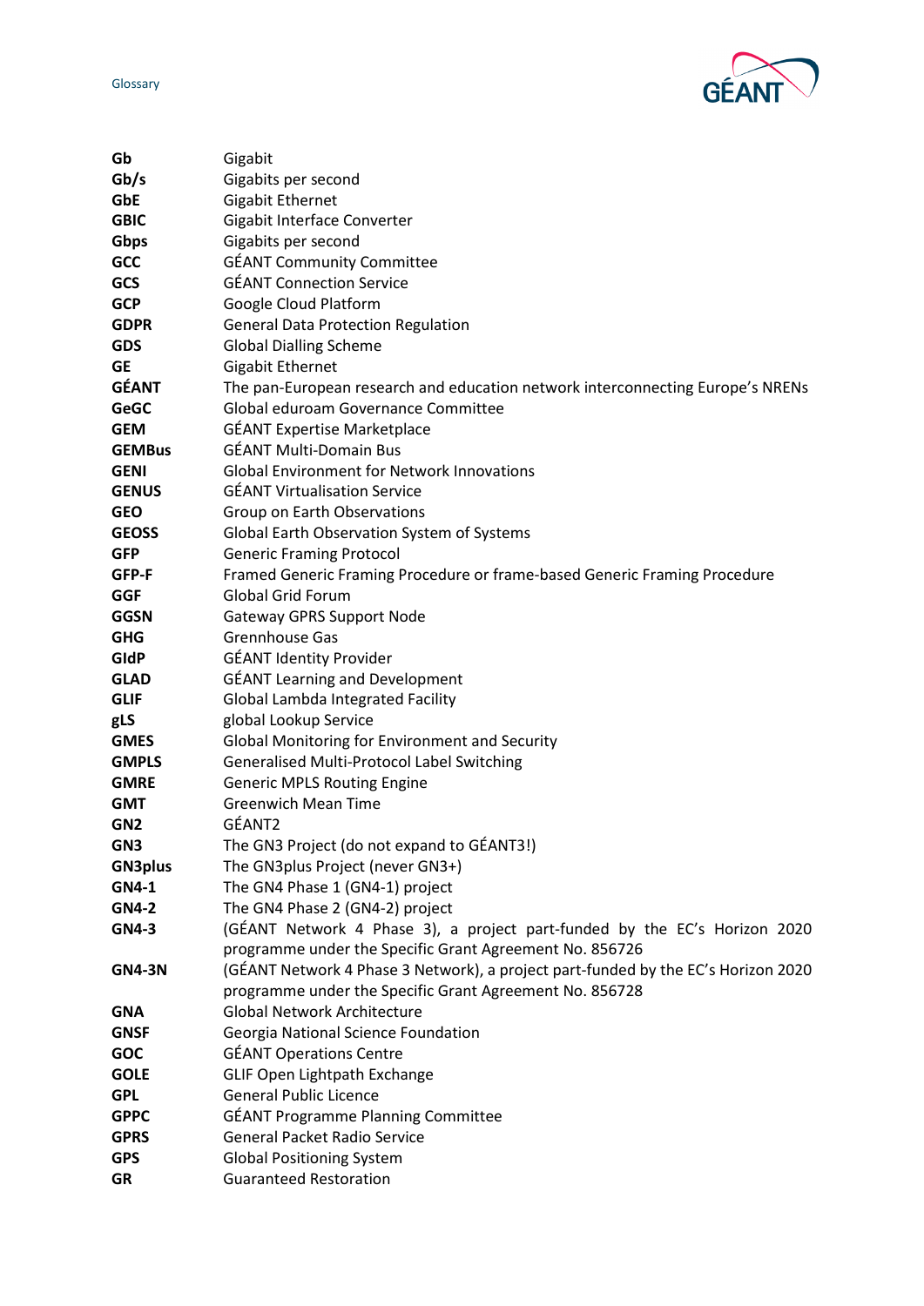| | |
|---|---|
| **Gb** | Gigabit |
| **Gb/s** | Gigabits per second |
| **GbE** | Gigabit Ethernet |
| **GBIC** | Gigabit Interface Converter |
| **Gbps** | Gigabits per second |
| **GCC** | GÉANT Community Committee |
| **GCS** | GÉANT Connection Service |
| **GCP** | Google Cloud Platform |
| **GDPR** | General Data Protection Regulation |
| **GDS** | Global Dialling Scheme |
| **GE** | Gigabit Ethernet |
| **GÉANT** | The pan-European research and education network interconnecting Europe's NRENs |
| **GeGC** | Global eduroam Governance Committee |
| **GEM** | GÉANT Expertise Marketplace |
| **GEMBus** | GÉANT Multi-Domain Bus |
| **GENI** | Global Environment for Network Innovations |
| **GENUS** | GÉANT Virtualisation Service |
| **GEO** | Group on Earth Observations |
| **GEOSS** | Global Earth Observation System of Systems |
| **GFP** | Generic Framing Protocol |
| **GFP-F** | Framed Generic Framing Procedure or frame-based Generic Framing Procedure |
| **GGF** | Global Grid Forum |
| **GGSN** | Gateway GPRS Support Node |
| **GHG** | Grennhouse Gas |
| **GIdP** | GÉANT Identity Provider |
| **GLAD** | GÉANT Learning and Development |
| **GLIF** | Global Lambda Integrated Facility |
| **gLS** | global Lookup Service |
| **GMES** | Global Monitoring for Environment and Security |
| **GMPLS** | Generalised Multi-Protocol Label Switching |
| **GMRE** | Generic MPLS Routing Engine |
| **GMT** | Greenwich Mean Time |
| **GN2** | GÉANT2 |
| **GN3** | The GN3 Project (do not expand to GÉANT3!) |
| **GN3plus** | The GN3plus Project (never GN3+) |
| **GN4-1** | The GN4 Phase 1 (GN4-1) project |
| **GN4-2** | The GN4 Phase 2 (GN4-2) project |
| **GN4-3** | (GÉANT Network 4 Phase 3), a project part-funded by the EC's Horizon 2020 programme under the Specific Grant Agreement No. 856726 |
| **GN4-3N** | (GÉANT Network 4 Phase 3 Network), a project part-funded by the EC's Horizon 2020 programme under the Specific Grant Agreement No. 856728 |
| **GNA** | Global Network Architecture |
| **GNSF** | Georgia National Science Foundation |
| **GOC** | GÉANT Operations Centre |
| **GOLE** | GLIF Open Lightpath Exchange |
| **GPL** | General Public Licence |
| **GPPC** | GÉANT Programme Planning Committee |
| **GPRS** | General Packet Radio Service |
| **GPS** | Global Positioning System |
| **GR** | Guaranteed Restoration |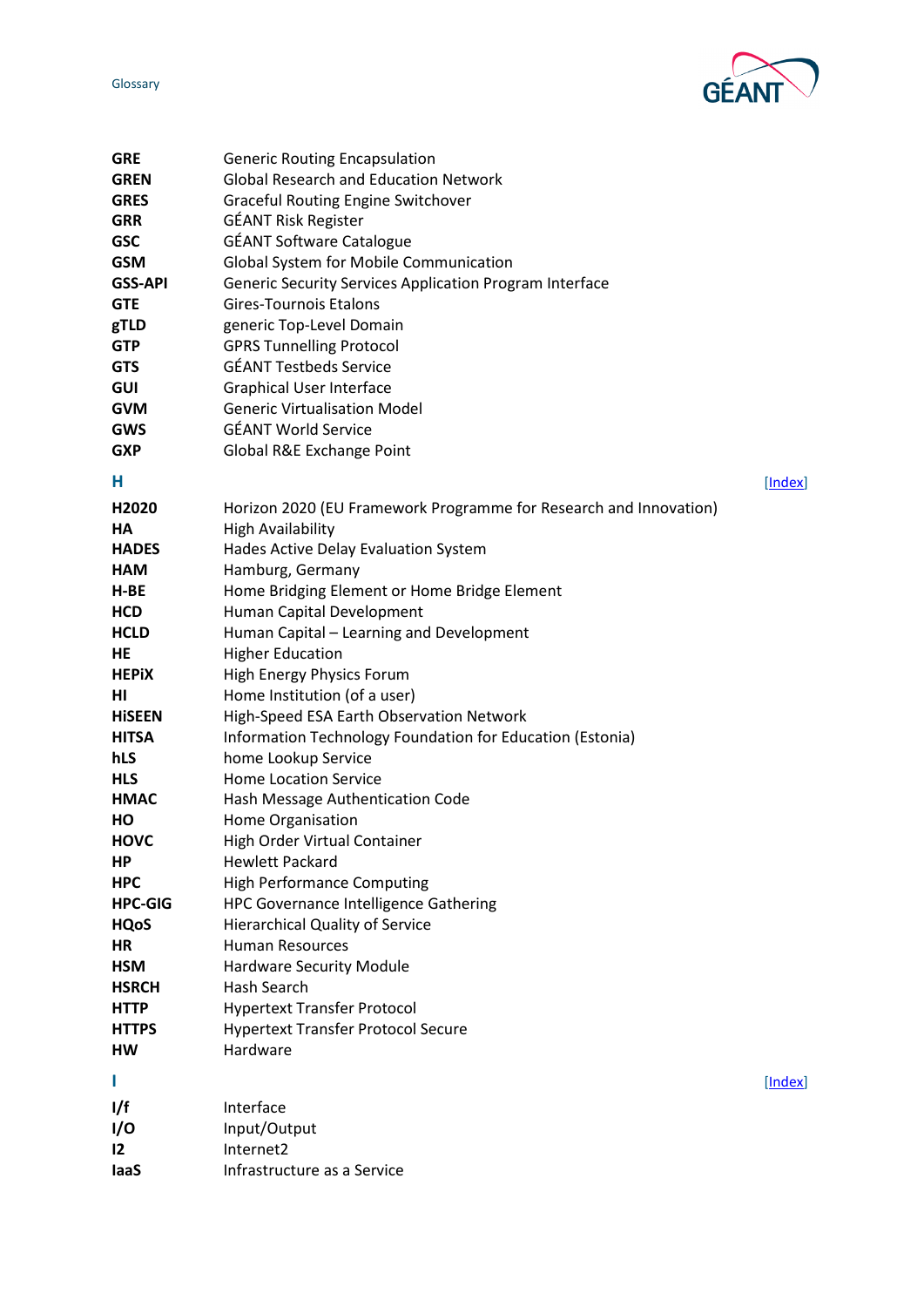| | |
|---|---|
| **GRE** | Generic Routing Encapsulation |
| **GREN** | Global Research and Education Network |
| **GRES** | Graceful Routing Engine Switchover |
| **GRR** | GÉANT Risk Register |
| **GSC** | GÉANT Software Catalogue |
| **GSM** | Global System for Mobile Communication |
| **GSS-API** | Generic Security Services Application Program Interface |
| **GTE** | Gires-Tournois Etalons |
| **gTLD** | generic Top-Level Domain |
| **GTP** | GPRS Tunnelling Protocol |
| **GTS** | GÉANT Testbeds Service |
| **GUI** | Graphical User Interface |
| **GVM** | Generic Virtualisation Model |
| **GWS** | GÉANT World Service |
| **GXP** | Global R&E Exchange Point |

## H

[Index]

| | |
|---|---|
| **H2020** | Horizon 2020 (EU Framework Programme for Research and Innovation) |
| **HA** | High Availability |
| **HADES** | Hades Active Delay Evaluation System |
| **HAM** | Hamburg, Germany |
| **H-BE** | Home Bridging Element or Home Bridge Element |
| **HCD** | Human Capital Development |
| **HCLD** | Human Capital – Learning and Development |
| **HE** | Higher Education |
| **HEPiX** | High Energy Physics Forum |
| **HI** | Home Institution (of a user) |
| **HiSEEN** | High-Speed ESA Earth Observation Network |
| **HITSA** | Information Technology Foundation for Education (Estonia) |
| **hLS** | home Lookup Service |
| **HLS** | Home Location Service |
| **HMAC** | Hash Message Authentication Code |
| **HO** | Home Organisation |
| **HOVC** | High Order Virtual Container |
| **HP** | Hewlett Packard |
| **HPC** | High Performance Computing |
| **HPC-GIG** | HPC Governance Intelligence Gathering |
| **HQoS** | Hierarchical Quality of Service |
| **HR** | Human Resources |
| **HSM** | Hardware Security Module |
| **HSRCH** | Hash Search |
| **HTTP** | Hypertext Transfer Protocol |
| **HTTPS** | Hypertext Transfer Protocol Secure |
| **HW** | Hardware |

## I

[Index]

| | |
|---|---|
| **I/f** | Interface |
| **I/O** | Input/Output |
| **I2** | Internet2 |
| **IaaS** | Infrastructure as a Service |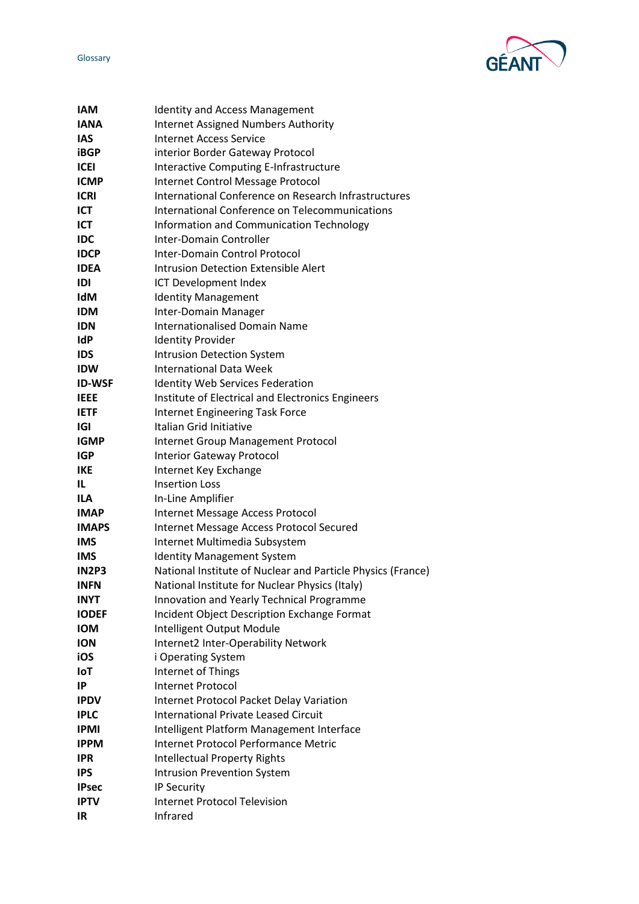| | |
|---|---|
| **IAM** | Identity and Access Management |
| **IANA** | Internet Assigned Numbers Authority |
| **IAS** | Internet Access Service |
| **iBGP** | interior Border Gateway Protocol |
| **ICEI** | Interactive Computing E-Infrastructure |
| **ICMP** | Internet Control Message Protocol |
| **ICRI** | International Conference on Research Infrastructures |
| **ICT** | International Conference on Telecommunications |
| **ICT** | Information and Communication Technology |
| **IDC** | Inter-Domain Controller |
| **IDCP** | Inter-Domain Control Protocol |
| **IDEA** | Intrusion Detection Extensible Alert |
| **IDI** | ICT Development Index |
| **IdM** | Identity Management |
| **IDM** | Inter-Domain Manager |
| **IDN** | Internationalised Domain Name |
| **IdP** | Identity Provider |
| **IDS** | Intrusion Detection System |
| **IDW** | International Data Week |
| **ID-WSF** | Identity Web Services Federation |
| **IEEE** | Institute of Electrical and Electronics Engineers |
| **IETF** | Internet Engineering Task Force |
| **IGI** | Italian Grid Initiative |
| **IGMP** | Internet Group Management Protocol |
| **IGP** | Interior Gateway Protocol |
| **IKE** | Internet Key Exchange |
| **IL** | Insertion Loss |
| **ILA** | In-Line Amplifier |
| **IMAP** | Internet Message Access Protocol |
| **IMAPS** | Internet Message Access Protocol Secured |
| **IMS** | Internet Multimedia Subsystem |
| **IMS** | Identity Management System |
| **IN2P3** | National Institute of Nuclear and Particle Physics (France) |
| **INFN** | National Institute for Nuclear Physics (Italy) |
| **INYT** | Innovation and Yearly Technical Programme |
| **IODEF** | Incident Object Description Exchange Format |
| **IOM** | Intelligent Output Module |
| **ION** | Internet2 Inter-Operability Network |
| **iOS** | i Operating System |
| **IoT** | Internet of Things |
| **IP** | Internet Protocol |
| **IPDV** | Internet Protocol Packet Delay Variation |
| **IPLC** | International Private Leased Circuit |
| **IPMI** | Intelligent Platform Management Interface |
| **IPPM** | Internet Protocol Performance Metric |
| **IPR** | Intellectual Property Rights |
| **IPS** | Intrusion Prevention System |
| **IPsec** | IP Security |
| **IPTV** | Internet Protocol Television |
| **IR** | Infrared |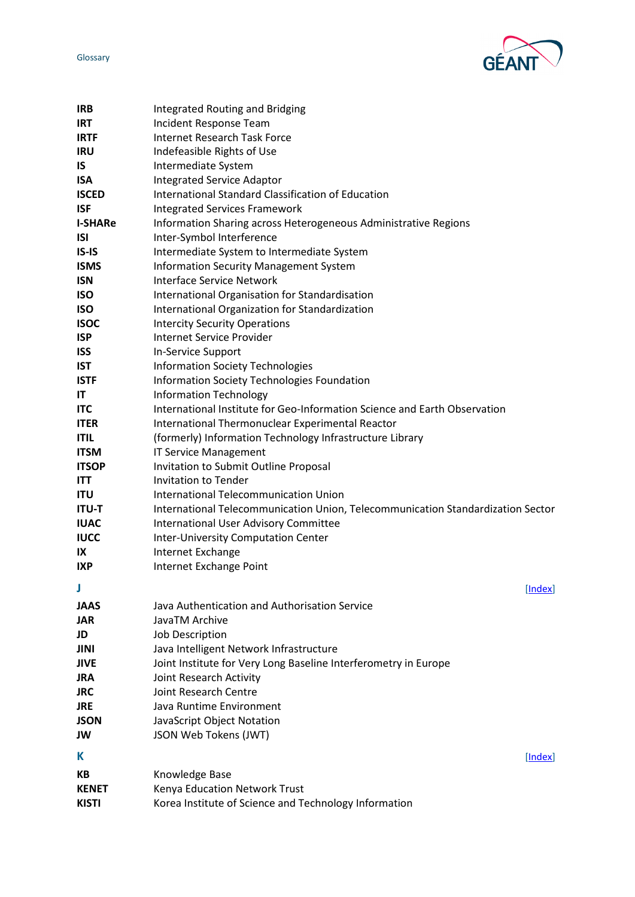| | |
|---|---|
| **IRB** | Integrated Routing and Bridging |
| **IRT** | Incident Response Team |
| **IRTF** | Internet Research Task Force |
| **IRU** | Indefeasible Rights of Use |
| **IS** | Intermediate System |
| **ISA** | Integrated Service Adaptor |
| **ISCED** | International Standard Classification of Education |
| **ISF** | Integrated Services Framework |
| **I-SHARe** | Information Sharing across Heterogeneous Administrative Regions |
| **ISI** | Inter-Symbol Interference |
| **IS-IS** | Intermediate System to Intermediate System |
| **ISMS** | Information Security Management System |
| **ISN** | Interface Service Network |
| **ISO** | International Organisation for Standardisation |
| **ISO** | International Organization for Standardization |
| **ISOC** | Intercity Security Operations |
| **ISP** | Internet Service Provider |
| **ISS** | In-Service Support |
| **IST** | Information Society Technologies |
| **ISTF** | Information Society Technologies Foundation |
| **IT** | Information Technology |
| **ITC** | International Institute for Geo-Information Science and Earth Observation |
| **ITER** | International Thermonuclear Experimental Reactor |
| **ITIL** | (formerly) Information Technology Infrastructure Library |
| **ITSM** | IT Service Management |
| **ITSOP** | Invitation to Submit Outline Proposal |
| **ITT** | Invitation to Tender |
| **ITU** | International Telecommunication Union |
| **ITU-T** | International Telecommunication Union, Telecommunication Standardization Sector |
| **IUAC** | International User Advisory Committee |
| **IUCC** | Inter-University Computation Center |
| **IX** | Internet Exchange |
| **IXP** | Internet Exchange Point |

## J

[Index]

| | |
|---|---|
| **JAAS** | Java Authentication and Authorisation Service |
| **JAR** | JavaTM Archive |
| **JD** | Job Description |
| **JINI** | Java Intelligent Network Infrastructure |
| **JIVE** | Joint Institute for Very Long Baseline Interferometry in Europe |
| **JRA** | Joint Research Activity |
| **JRC** | Joint Research Centre |
| **JRE** | Java Runtime Environment |
| **JSON** | JavaScript Object Notation |
| **JW** | JSON Web Tokens (JWT) |

## K

[Index]

| | |
|---|---|
| **KB** | Knowledge Base |
| **KENET** | Kenya Education Network Trust |
| **KISTI** | Korea Institute of Science and Technology Information |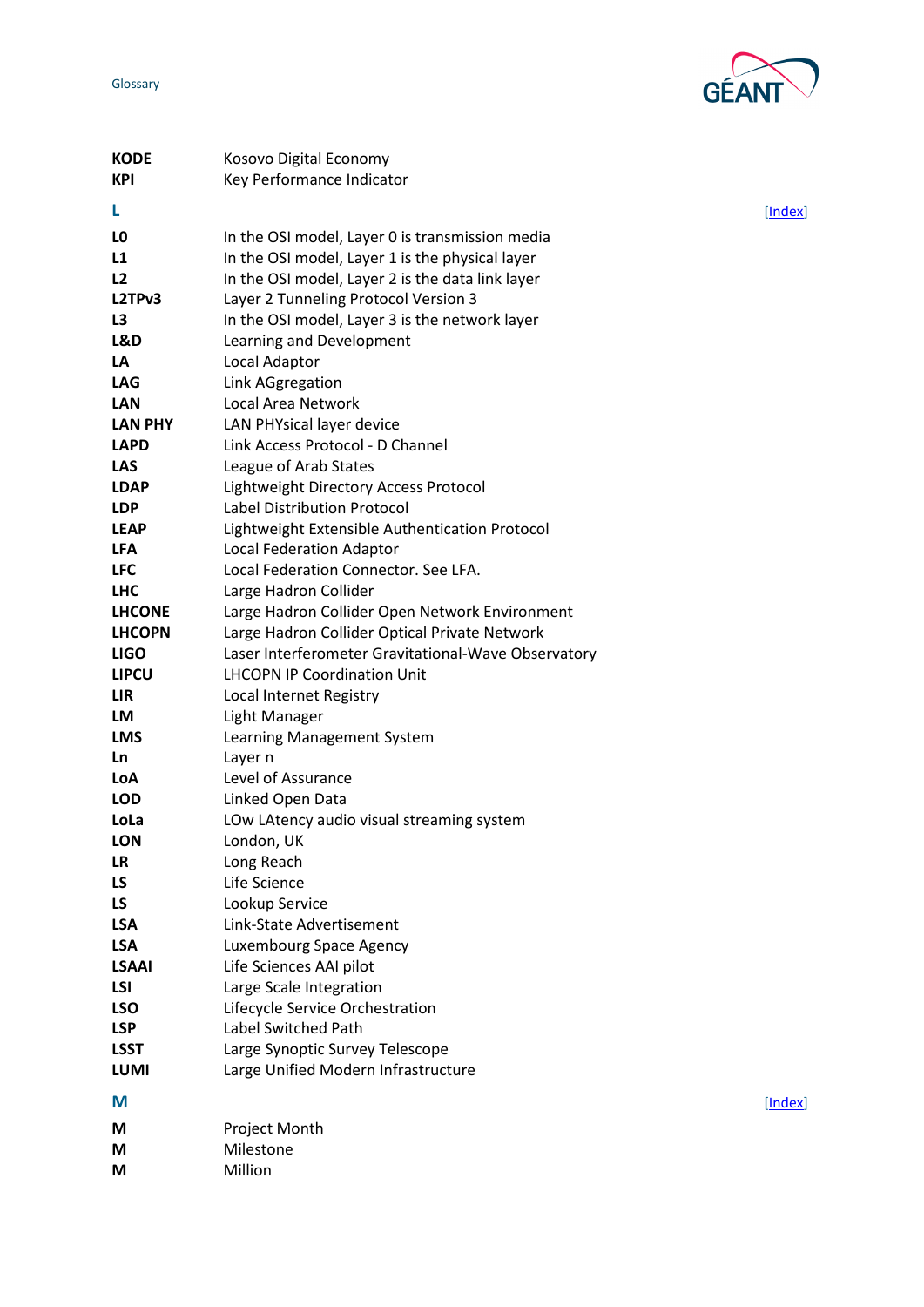| | |
|---|---|
| **KODE** | Kosovo Digital Economy |
| **KPI** | Key Performance Indicator |

## L

[Index]

| | |
|---|---|
| **L0** | In the OSI model, Layer 0 is transmission media |
| **L1** | In the OSI model, Layer 1 is the physical layer |
| **L2** | In the OSI model, Layer 2 is the data link layer |
| **L2TPv3** | Layer 2 Tunneling Protocol Version 3 |
| **L3** | In the OSI model, Layer 3 is the network layer |
| **L&D** | Learning and Development |
| **LA** | Local Adaptor |
| **LAG** | Link AGgregation |
| **LAN** | Local Area Network |
| **LAN PHY** | LAN PHYsical layer device |
| **LAPD** | Link Access Protocol - D Channel |
| **LAS** | League of Arab States |
| **LDAP** | Lightweight Directory Access Protocol |
| **LDP** | Label Distribution Protocol |
| **LEAP** | Lightweight Extensible Authentication Protocol |
| **LFA** | Local Federation Adaptor |
| **LFC** | Local Federation Connector. See LFA. |
| **LHC** | Large Hadron Collider |
| **LHCONE** | Large Hadron Collider Open Network Environment |
| **LHCOPN** | Large Hadron Collider Optical Private Network |
| **LIGO** | Laser Interferometer Gravitational-Wave Observatory |
| **LIPCU** | LHCOPN IP Coordination Unit |
| **LIR** | Local Internet Registry |
| **LM** | Light Manager |
| **LMS** | Learning Management System |
| **Ln** | Layer n |
| **LoA** | Level of Assurance |
| **LOD** | Linked Open Data |
| **LoLa** | LOw LAtency audio visual streaming system |
| **LON** | London, UK |
| **LR** | Long Reach |
| **LS** | Life Science |
| **LS** | Lookup Service |
| **LSA** | Link-State Advertisement |
| **LSA** | Luxembourg Space Agency |
| **LSAAI** | Life Sciences AAI pilot |
| **LSI** | Large Scale Integration |
| **LSO** | Lifecycle Service Orchestration |
| **LSP** | Label Switched Path |
| **LSST** | Large Synoptic Survey Telescope |
| **LUMI** | Large Unified Modern Infrastructure |

## M

[Index]

| | |
|---|---|
| **M** | Project Month |
| **M** | Milestone |
| **M** | Million |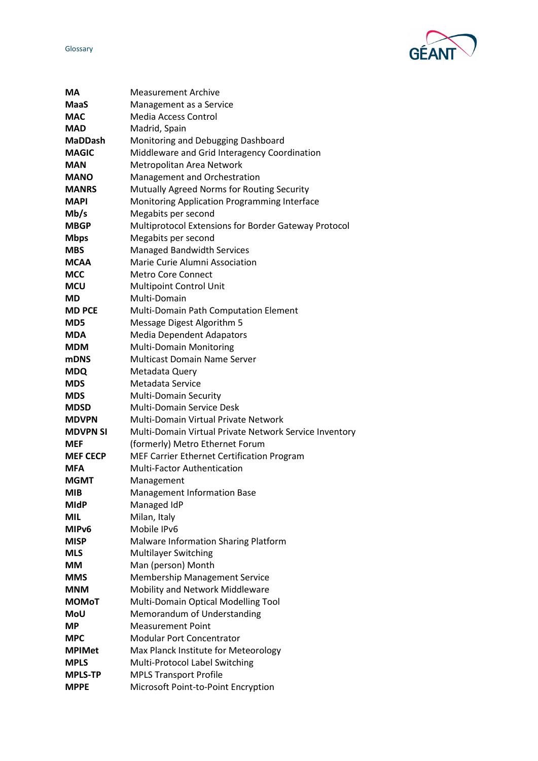| | |
|---|---|
| **MA** | Measurement Archive |
| **MaaS** | Management as a Service |
| **MAC** | Media Access Control |
| **MAD** | Madrid, Spain |
| **MaDDash** | Monitoring and Debugging Dashboard |
| **MAGIC** | Middleware and Grid Interagency Coordination |
| **MAN** | Metropolitan Area Network |
| **MANO** | Management and Orchestration |
| **MANRS** | Mutually Agreed Norms for Routing Security |
| **MAPI** | Monitoring Application Programming Interface |
| **Mb/s** | Megabits per second |
| **MBGP** | Multiprotocol Extensions for Border Gateway Protocol |
| **Mbps** | Megabits per second |
| **MBS** | Managed Bandwidth Services |
| **MCAA** | Marie Curie Alumni Association |
| **MCC** | Metro Core Connect |
| **MCU** | Multipoint Control Unit |
| **MD** | Multi-Domain |
| **MD PCE** | Multi-Domain Path Computation Element |
| **MD5** | Message Digest Algorithm 5 |
| **MDA** | Media Dependent Adapators |
| **MDM** | Multi-Domain Monitoring |
| **mDNS** | Multicast Domain Name Server |
| **MDQ** | Metadata Query |
| **MDS** | Metadata Service |
| **MDS** | Multi-Domain Security |
| **MDSD** | Multi-Domain Service Desk |
| **MDVPN** | Multi-Domain Virtual Private Network |
| **MDVPN SI** | Multi-Domain Virtual Private Network Service Inventory |
| **MEF** | (formerly) Metro Ethernet Forum |
| **MEF CECP** | MEF Carrier Ethernet Certification Program |
| **MFA** | Multi-Factor Authentication |
| **MGMT** | Management |
| **MIB** | Management Information Base |
| **MIdP** | Managed IdP |
| **MIL** | Milan, Italy |
| **MIPv6** | Mobile IPv6 |
| **MISP** | Malware Information Sharing Platform |
| **MLS** | Multilayer Switching |
| **MM** | Man (person) Month |
| **MMS** | Membership Management Service |
| **MNM** | Mobility and Network Middleware |
| **MOMoT** | Multi-Domain Optical Modelling Tool |
| **MoU** | Memorandum of Understanding |
| **MP** | Measurement Point |
| **MPC** | Modular Port Concentrator |
| **MPIMet** | Max Planck Institute for Meteorology |
| **MPLS** | Multi-Protocol Label Switching |
| **MPLS-TP** | MPLS Transport Profile |
| **MPPE** | Microsoft Point-to-Point Encryption |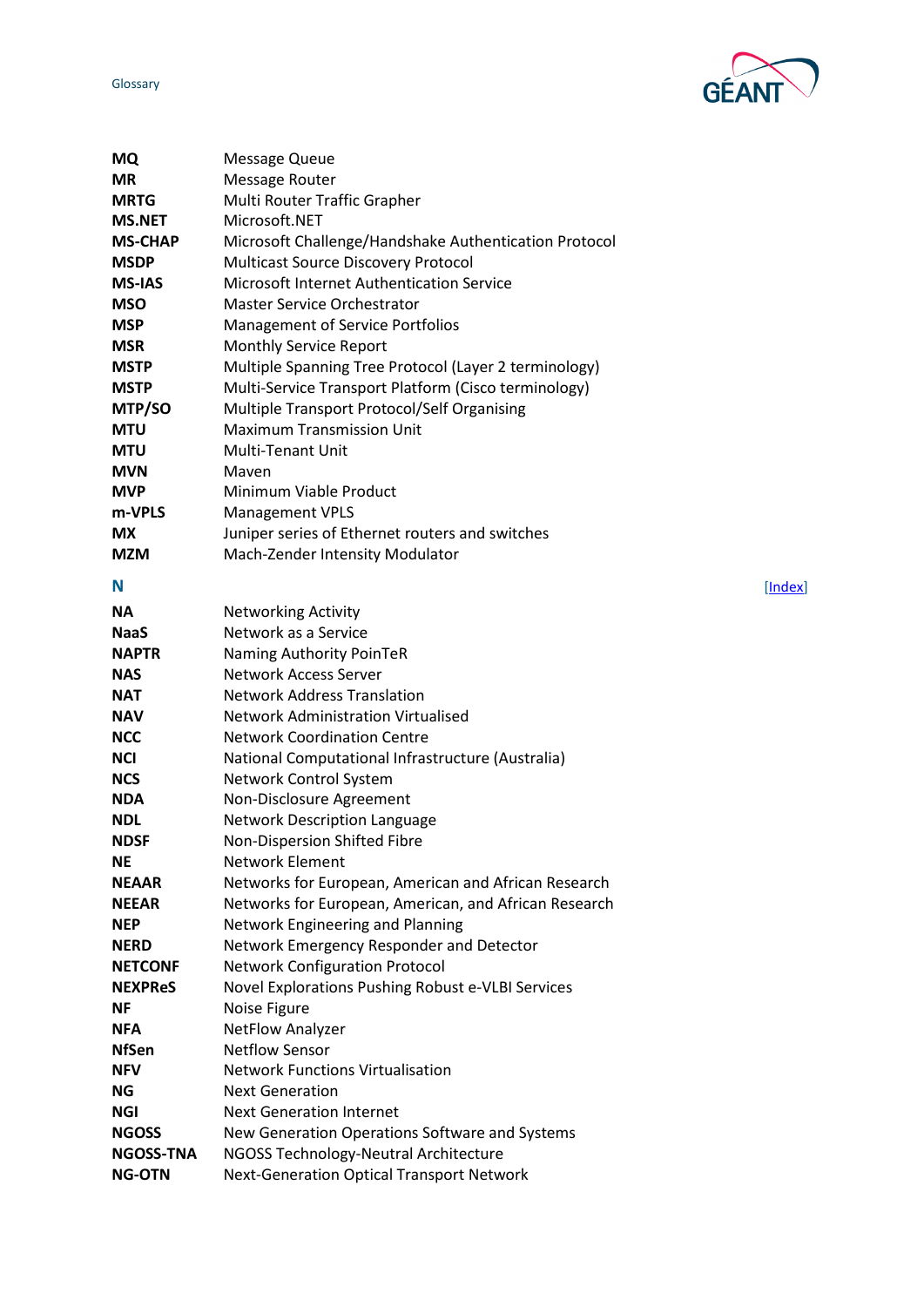| | |
|---|---|
| **MQ** | Message Queue |
| **MR** | Message Router |
| **MRTG** | Multi Router Traffic Grapher |
| **MS.NET** | Microsoft.NET |
| **MS-CHAP** | Microsoft Challenge/Handshake Authentication Protocol |
| **MSDP** | Multicast Source Discovery Protocol |
| **MS-IAS** | Microsoft Internet Authentication Service |
| **MSO** | Master Service Orchestrator |
| **MSP** | Management of Service Portfolios |
| **MSR** | Monthly Service Report |
| **MSTP** | Multiple Spanning Tree Protocol (Layer 2 terminology) |
| **MSTP** | Multi-Service Transport Platform (Cisco terminology) |
| **MTP/SO** | Multiple Transport Protocol/Self Organising |
| **MTU** | Maximum Transmission Unit |
| **MTU** | Multi-Tenant Unit |
| **MVN** | Maven |
| **MVP** | Minimum Viable Product |
| **m-VPLS** | Management VPLS |
| **MX** | Juniper series of Ethernet routers and switches |
| **MZM** | Mach-Zender Intensity Modulator |

## N

[Index]

| | |
|---|---|
| **NA** | Networking Activity |
| **NaaS** | Network as a Service |
| **NAPTR** | Naming Authority PointeR |
| **NAS** | Network Access Server |
| **NAT** | Network Address Translation |
| **NAV** | Network Administration Virtualised |
| **NCC** | Network Coordination Centre |
| **NCI** | National Computational Infrastructure (Australia) |
| **NCS** | Network Control System |
| **NDA** | Non-Disclosure Agreement |
| **NDL** | Network Description Language |
| **NDSF** | Non-Dispersion Shifted Fibre |
| **NE** | Network Element |
| **NEAAR** | Networks for European, American and African Research |
| **NEEAR** | Networks for European, American, and African Research |
| **NEP** | Network Engineering and Planning |
| **NERD** | Network Emergency Responder and Detector |
| **NETCONF** | Network Configuration Protocol |
| **NEXPReS** | Novel Explorations Pushing Robust e-VLBI Services |
| **NF** | Noise Figure |
| **NFA** | NetFlow Analyzer |
| **NfSen** | Netflow Sensor |
| **NFV** | Network Functions Virtualisation |
| **NG** | Next Generation |
| **NGI** | Next Generation Internet |
| **NGOSS** | New Generation Operations Software and Systems |
| **NGOSS-TNA** | NGOSS Technology-Neutral Architecture |
| **NG-OTN** | Next-Generation Optical Transport Network |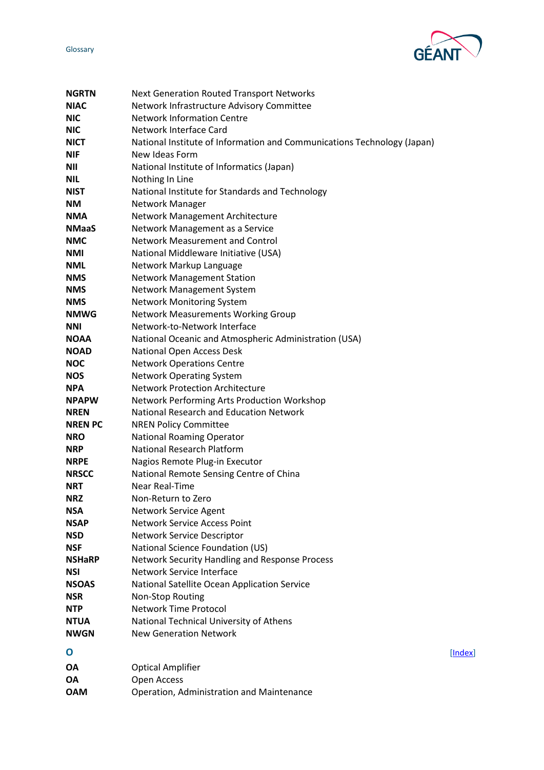| | |
|---|---|
| **NGRTN** | Next Generation Routed Transport Networks |
| **NIAC** | Network Infrastructure Advisory Committee |
| **NIC** | Network Information Centre |
| **NIC** | Network Interface Card |
| **NICT** | National Institute of Information and Communications Technology (Japan) |
| **NIF** | New Ideas Form |
| **NII** | National Institute of Informatics (Japan) |
| **NIL** | Nothing In Line |
| **NIST** | National Institute for Standards and Technology |
| **NM** | Network Manager |
| **NMA** | Network Management Architecture |
| **NMaaS** | Network Management as a Service |
| **NMC** | Network Measurement and Control |
| **NMI** | National Middleware Initiative (USA) |
| **NML** | Network Markup Language |
| **NMS** | Network Management Station |
| **NMS** | Network Management System |
| **NMS** | Network Monitoring System |
| **NMWG** | Network Measurements Working Group |
| **NNI** | Network-to-Network Interface |
| **NOAA** | National Oceanic and Atmospheric Administration (USA) |
| **NOAD** | National Open Access Desk |
| **NOC** | Network Operations Centre |
| **NOS** | Network Operating System |
| **NPA** | Network Protection Architecture |
| **NPAPW** | Network Performing Arts Production Workshop |
| **NREN** | National Research and Education Network |
| **NREN PC** | NREN Policy Committee |
| **NRO** | National Roaming Operator |
| **NRP** | National Research Platform |
| **NRPE** | Nagios Remote Plug-in Executor |
| **NRSCC** | National Remote Sensing Centre of China |
| **NRT** | Near Real-Time |
| **NRZ** | Non-Return to Zero |
| **NSA** | Network Service Agent |
| **NSAP** | Network Service Access Point |
| **NSD** | Network Service Descriptor |
| **NSF** | National Science Foundation (US) |
| **NSHaRP** | Network Security Handling and Response Process |
| **NSI** | Network Service Interface |
| **NSOAS** | National Satellite Ocean Application Service |
| **NSR** | Non-Stop Routing |
| **NTP** | Network Time Protocol |
| **NTUA** | National Technical University of Athens |
| **NWGN** | New Generation Network |

## O

[Index]

| | |
|---|---|
| **OA** | Optical Amplifier |
| **OA** | Open Access |
| **OAM** | Operation, Administration and Maintenance |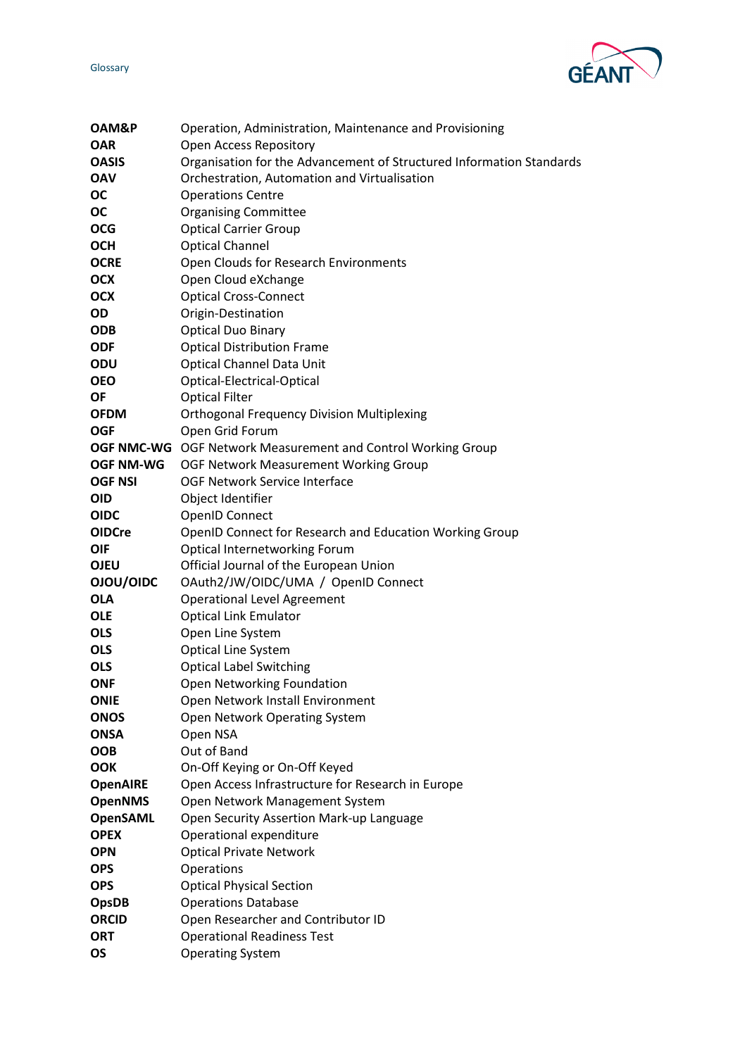| | |
|---|---|
| **OAM&P** | Operation, Administration, Maintenance and Provisioning |
| **OAR** | Open Access Repository |
| **OASIS** | Organisation for the Advancement of Structured Information Standards |
| **OAV** | Orchestration, Automation and Virtualisation |
| **OC** | Operations Centre |
| **OC** | Organising Committee |
| **OCG** | Optical Carrier Group |
| **OCH** | Optical Channel |
| **OCRE** | Open Clouds for Research Environments |
| **OCX** | Open Cloud eXchange |
| **OCX** | Optical Cross-Connect |
| **OD** | Origin-Destination |
| **ODB** | Optical Duo Binary |
| **ODF** | Optical Distribution Frame |
| **ODU** | Optical Channel Data Unit |
| **OEO** | Optical-Electrical-Optical |
| **OF** | Optical Filter |
| **OFDM** | Orthogonal Frequency Division Multiplexing |
| **OGF** | Open Grid Forum |
| **OGF NMC-WG** | OGF Network Measurement and Control Working Group |
| **OGF NM-WG** | OGF Network Measurement Working Group |
| **OGF NSI** | OGF Network Service Interface |
| **OID** | Object Identifier |
| **OIDC** | OpenID Connect |
| **OIDCre** | OpenID Connect for Research and Education Working Group |
| **OIF** | Optical Internetworking Forum |
| **OJEU** | Official Journal of the European Union |
| **OJOU/OIDC** | OAuth2/JW/OIDC/UMA / OpenID Connect |
| **OLA** | Operational Level Agreement |
| **OLE** | Optical Link Emulator |
| **OLS** | Open Line System |
| **OLS** | Optical Line System |
| **OLS** | Optical Label Switching |
| **ONF** | Open Networking Foundation |
| **ONIE** | Open Network Install Environment |
| **ONOS** | Open Network Operating System |
| **ONSA** | Open NSA |
| **OOB** | Out of Band |
| **OOK** | On-Off Keying or On-Off Keyed |
| **OpenAIRE** | Open Access Infrastructure for Research in Europe |
| **OpenNMS** | Open Network Management System |
| **OpenSAML** | Open Security Assertion Mark-up Language |
| **OPEX** | Operational expenditure |
| **OPN** | Optical Private Network |
| **OPS** | Operations |
| **OPS** | Optical Physical Section |
| **OpsDB** | Operations Database |
| **ORCID** | Open Researcher and Contributor ID |
| **ORT** | Operational Readiness Test |
| **OS** | Operating System |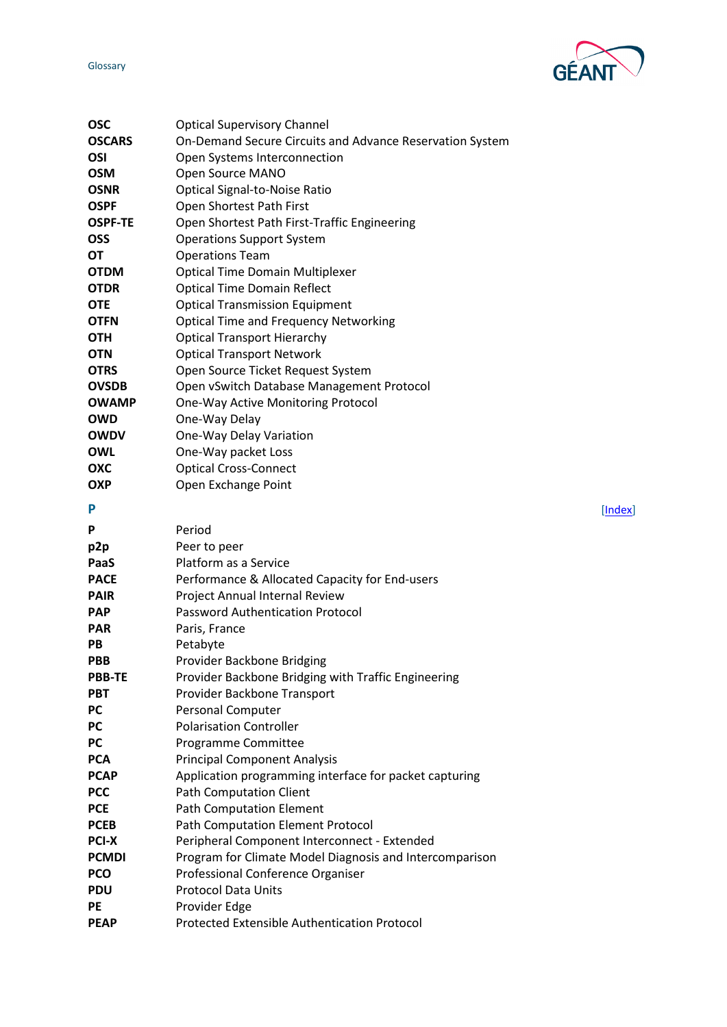| | |
|---|---|
| **OSC** | Optical Supervisory Channel |
| **OSCARS** | On-Demand Secure Circuits and Advance Reservation System |
| **OSI** | Open Systems Interconnection |
| **OSM** | Open Source MANO |
| **OSNR** | Optical Signal-to-Noise Ratio |
| **OSPF** | Open Shortest Path First |
| **OSPF-TE** | Open Shortest Path First-Traffic Engineering |
| **OSS** | Operations Support System |
| **OT** | Operations Team |
| **OTDM** | Optical Time Domain Multiplexer |
| **OTDR** | Optical Time Domain Reflect |
| **OTE** | Optical Transmission Equipment |
| **OTFN** | Optical Time and Frequency Networking |
| **OTH** | Optical Transport Hierarchy |
| **OTN** | Optical Transport Network |
| **OTRS** | Open Source Ticket Request System |
| **OVSDB** | Open vSwitch Database Management Protocol |
| **OWAMP** | One-Way Active Monitoring Protocol |
| **OWD** | One-Way Delay |
| **OWDV** | One-Way Delay Variation |
| **OWL** | One-Way packet Loss |
| **OXC** | Optical Cross-Connect |
| **OXP** | Open Exchange Point |

## P

[Index]

| | |
|---|---|
| **P** | Period |
| **p2p** | Peer to peer |
| **PaaS** | Platform as a Service |
| **PACE** | Performance & Allocated Capacity for End-users |
| **PAIR** | Project Annual Internal Review |
| **PAP** | Password Authentication Protocol |
| **PAR** | Paris, France |
| **PB** | Petabyte |
| **PBB** | Provider Backbone Bridging |
| **PBB-TE** | Provider Backbone Bridging with Traffic Engineering |
| **PBT** | Provider Backbone Transport |
| **PC** | Personal Computer |
| **PC** | Polarisation Controller |
| **PC** | Programme Committee |
| **PCA** | Principal Component Analysis |
| **PCAP** | Application programming interface for packet capturing |
| **PCC** | Path Computation Client |
| **PCE** | Path Computation Element |
| **PCEB** | Path Computation Element Protocol |
| **PCI-X** | Peripheral Component Interconnect - Extended |
| **PCMDI** | Program for Climate Model Diagnosis and Intercomparison |
| **PCO** | Professional Conference Organiser |
| **PDU** | Protocol Data Units |
| **PE** | Provider Edge |
| **PEAP** | Protected Extensible Authentication Protocol |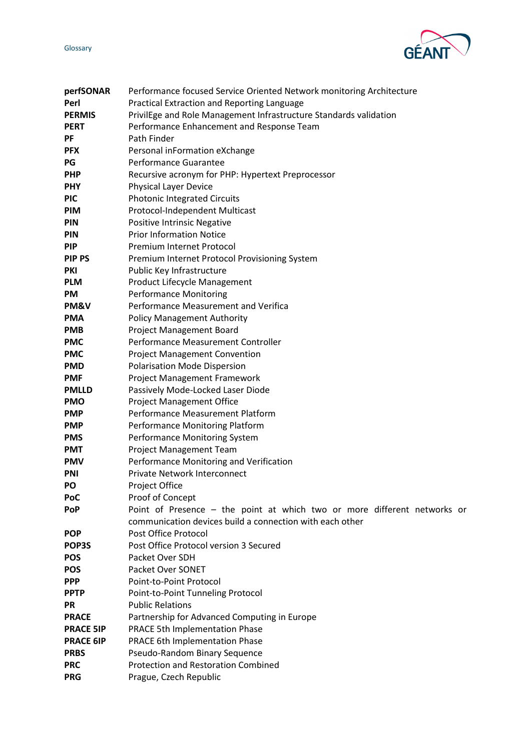| | |
|---|---|
| **perfSONAR** | Performance focused Service Oriented Network monitoring Architecture |
| **Perl** | Practical Extraction and Reporting Language |
| **PERMIS** | PrivilEge and Role Management Infrastructure Standards validation |
| **PERT** | Performance Enhancement and Response Team |
| **PF** | Path Finder |
| **PFX** | Personal inFormation eXchange |
| **PG** | Performance Guarantee |
| **PHP** | Recursive acronym for PHP: Hypertext Preprocessor |
| **PHY** | Physical Layer Device |
| **PIC** | Photonic Integrated Circuits |
| **PIM** | Protocol-Independent Multicast |
| **PIN** | Positive Intrinsic Negative |
| **PIN** | Prior Information Notice |
| **PIP** | Premium Internet Protocol |
| **PIP PS** | Premium Internet Protocol Provisioning System |
| **PKI** | Public Key Infrastructure |
| **PLM** | Product Lifecycle Management |
| **PM** | Performance Monitoring |
| **PM&V** | Performance Measurement and Verifica |
| **PMA** | Policy Management Authority |
| **PMB** | Project Management Board |
| **PMC** | Performance Measurement Controller |
| **PMC** | Project Management Convention |
| **PMD** | Polarisation Mode Dispersion |
| **PMF** | Project Management Framework |
| **PMLLD** | Passively Mode-Locked Laser Diode |
| **PMO** | Project Management Office |
| **PMP** | Performance Measurement Platform |
| **PMP** | Performance Monitoring Platform |
| **PMS** | Performance Monitoring System |
| **PMT** | Project Management Team |
| **PMV** | Performance Monitoring and Verification |
| **PNI** | Private Network Interconnect |
| **PO** | Project Office |
| **PoC** | Proof of Concept |
| **PoP** | Point of Presence – the point at which two or more different networks or communication devices build a connection with each other |
| **POP** | Post Office Protocol |
| **POP3S** | Post Office Protocol version 3 Secured |
| **POS** | Packet Over SDH |
| **POS** | Packet Over SONET |
| **PPP** | Point-to-Point Protocol |
| **PPTP** | Point-to-Point Tunneling Protocol |
| **PR** | Public Relations |
| **PRACE** | Partnership for Advanced Computing in Europe |
| **PRACE 5IP** | PRACE 5th Implementation Phase |
| **PRACE 6IP** | PRACE 6th Implementation Phase |
| **PRBS** | Pseudo-Random Binary Sequence |
| **PRC** | Protection and Restoration Combined |
| **PRG** | Prague, Czech Republic |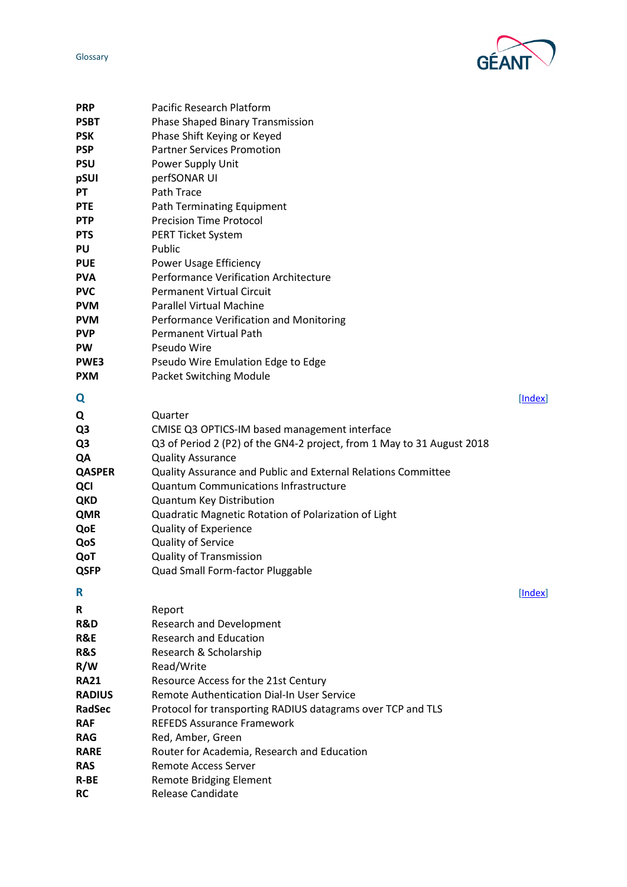| | |
|---|---|
| **PRP** | Pacific Research Platform |
| **PSBT** | Phase Shaped Binary Transmission |
| **PSK** | Phase Shift Keying or Keyed |
| **PSP** | Partner Services Promotion |
| **PSU** | Power Supply Unit |
| **pSUI** | perfSONAR UI |
| **PT** | Path Trace |
| **PTE** | Path Terminating Equipment |
| **PTP** | Precision Time Protocol |
| **PTS** | PERT Ticket System |
| **PU** | Public |
| **PUE** | Power Usage Efficiency |
| **PVA** | Performance Verification Architecture |
| **PVC** | Permanent Virtual Circuit |
| **PVM** | Parallel Virtual Machine |
| **PVM** | Performance Verification and Monitoring |
| **PVP** | Permanent Virtual Path |
| **PW** | Pseudo Wire |
| **PWE3** | Pseudo Wire Emulation Edge to Edge |
| **PXM** | Packet Switching Module |

## Q

[Index]

| | |
|---|---|
| **Q** | Quarter |
| **Q3** | CMISE Q3 OPTICS-IM based management interface |
| **Q3** | Q3 of Period 2 (P2) of the GN4-2 project, from 1 May to 31 August 2018 |
| **QA** | Quality Assurance |
| **QASPER** | Quality Assurance and Public and External Relations Committee |
| **QCI** | Quantum Communications Infrastructure |
| **QKD** | Quantum Key Distribution |
| **QMR** | Quadratic Magnetic Rotation of Polarization of Light |
| **QoE** | Quality of Experience |
| **QoS** | Quality of Service |
| **QoT** | Quality of Transmission |
| **QSFP** | Quad Small Form-factor Pluggable |

## R

[Index]

| | |
|---|---|
| **R** | Report |
| **R&D** | Research and Development |
| **R&E** | Research and Education |
| **R&S** | Research & Scholarship |
| **R/W** | Read/Write |
| **RA21** | Resource Access for the 21st Century |
| **RADIUS** | Remote Authentication Dial-In User Service |
| **RadSec** | Protocol for transporting RADIUS datagrams over TCP and TLS |
| **RAF** | REFEDS Assurance Framework |
| **RAG** | Red, Amber, Green |
| **RARE** | Router for Academia, Research and Education |
| **RAS** | Remote Access Server |
| **R-BE** | Remote Bridging Element |
| **RC** | Release Candidate |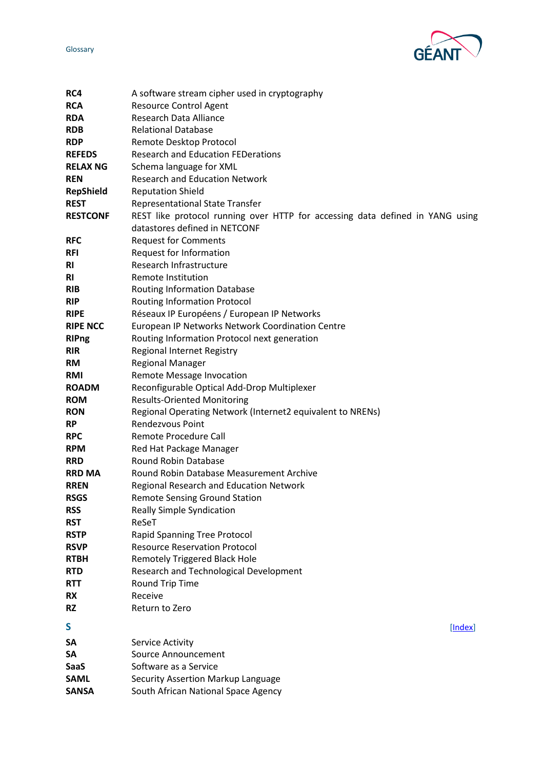| | |
|---|---|
| **RC4** | A software stream cipher used in cryptography |
| **RCA** | Resource Control Agent |
| **RDA** | Research Data Alliance |
| **RDB** | Relational Database |
| **RDP** | Remote Desktop Protocol |
| **REFEDS** | Research and Education FEDerations |
| **RELAX NG** | Schema language for XML |
| **REN** | Research and Education Network |
| **RepShield** | Reputation Shield |
| **REST** | Representational State Transfer |
| **RESTCONF** | REST like protocol running over HTTP for accessing data defined in YANG using datastores defined in NETCONF |
| **RFC** | Request for Comments |
| **RFI** | Request for Information |
| **RI** | Research Infrastructure |
| **RI** | Remote Institution |
| **RIB** | Routing Information Database |
| **RIP** | Routing Information Protocol |
| **RIPE** | Réseaux IP Européens / European IP Networks |
| **RIPE NCC** | European IP Networks Network Coordination Centre |
| **RIPng** | Routing Information Protocol next generation |
| **RIR** | Regional Internet Registry |
| **RM** | Regional Manager |
| **RMI** | Remote Message Invocation |
| **ROADM** | Reconfigurable Optical Add-Drop Multiplexer |
| **ROM** | Results-Oriented Monitoring |
| **RON** | Regional Operating Network (Internet2 equivalent to NRENs) |
| **RP** | Rendezvous Point |
| **RPC** | Remote Procedure Call |
| **RPM** | Red Hat Package Manager |
| **RRD** | Round Robin Database |
| **RRD MA** | Round Robin Database Measurement Archive |
| **RREN** | Regional Research and Education Network |
| **RSGS** | Remote Sensing Ground Station |
| **RSS** | Really Simple Syndication |
| **RST** | ReSeT |
| **RSTP** | Rapid Spanning Tree Protocol |
| **RSVP** | Resource Reservation Protocol |
| **RTBH** | Remotely Triggered Black Hole |
| **RTD** | Research and Technological Development |
| **RTT** | Round Trip Time |
| **RX** | Receive |
| **RZ** | Return to Zero |

## S

[Index]

| | |
|---|---|
| **SA** | Service Activity |
| **SA** | Source Announcement |
| **SaaS** | Software as a Service |
| **SAML** | Security Assertion Markup Language |
| **SANSA** | South African National Space Agency |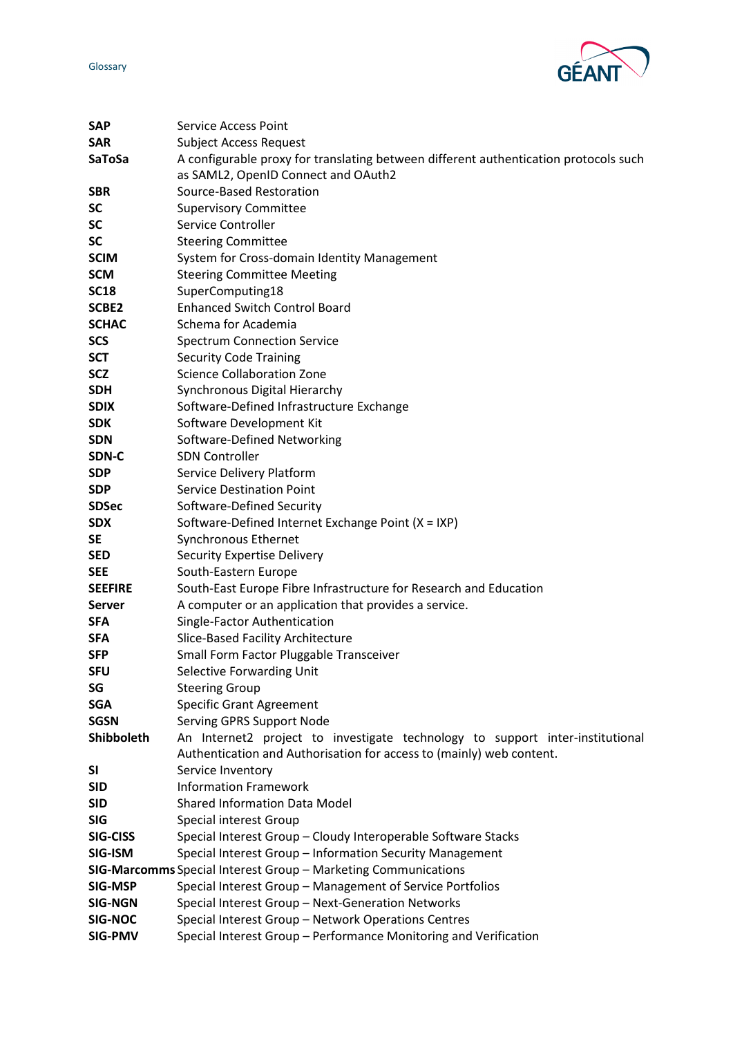| | |
|---|---|
| **SAP** | Service Access Point |
| **SAR** | Subject Access Request |
| **SaToSa** | A configurable proxy for translating between different authentication protocols such as SAML2, OpenID Connect and OAuth2 |
| **SBR** | Source-Based Restoration |
| **SC** | Supervisory Committee |
| **SC** | Service Controller |
| **SC** | Steering Committee |
| **SCIM** | System for Cross-domain Identity Management |
| **SCM** | Steering Committee Meeting |
| **SC18** | SuperComputing18 |
| **SCBE2** | Enhanced Switch Control Board |
| **SCHAC** | Schema for Academia |
| **SCS** | Spectrum Connection Service |
| **SCT** | Security Code Training |
| **SCZ** | Science Collaboration Zone |
| **SDH** | Synchronous Digital Hierarchy |
| **SDIX** | Software-Defined Infrastructure Exchange |
| **SDK** | Software Development Kit |
| **SDN** | Software-Defined Networking |
| **SDN-C** | SDN Controller |
| **SDP** | Service Delivery Platform |
| **SDP** | Service Destination Point |
| **SDSec** | Software-Defined Security |
| **SDX** | Software-Defined Internet Exchange Point (X = IXP) |
| **SE** | Synchronous Ethernet |
| **SED** | Security Expertise Delivery |
| **SEE** | South-Eastern Europe |
| **SEEFIRE** | South-East Europe Fibre Infrastructure for Research and Education |
| **Server** | A computer or an application that provides a service. |
| **SFA** | Single-Factor Authentication |
| **SFA** | Slice-Based Facility Architecture |
| **SFP** | Small Form Factor Pluggable Transceiver |
| **SFU** | Selective Forwarding Unit |
| **SG** | Steering Group |
| **SGA** | Specific Grant Agreement |
| **SGSN** | Serving GPRS Support Node |
| **Shibboleth** | An Internet2 project to investigate technology to support inter-institutional Authentication and Authorisation for access to (mainly) web content. |
| **SI** | Service Inventory |
| **SID** | Information Framework |
| **SID** | Shared Information Data Model |
| **SIG** | Special interest Group |
| **SIG-CISS** | Special Interest Group – Cloudy Interoperable Software Stacks |
| **SIG-ISM** | Special Interest Group – Information Security Management |
| **SIG-Marcomms** | Special Interest Group – Marketing Communications |
| **SIG-MSP** | Special Interest Group – Management of Service Portfolios |
| **SIG-NGN** | Special Interest Group – Next-Generation Networks |
| **SIG-NOC** | Special Interest Group – Network Operations Centres |
| **SIG-PMV** | Special Interest Group – Performance Monitoring and Verification |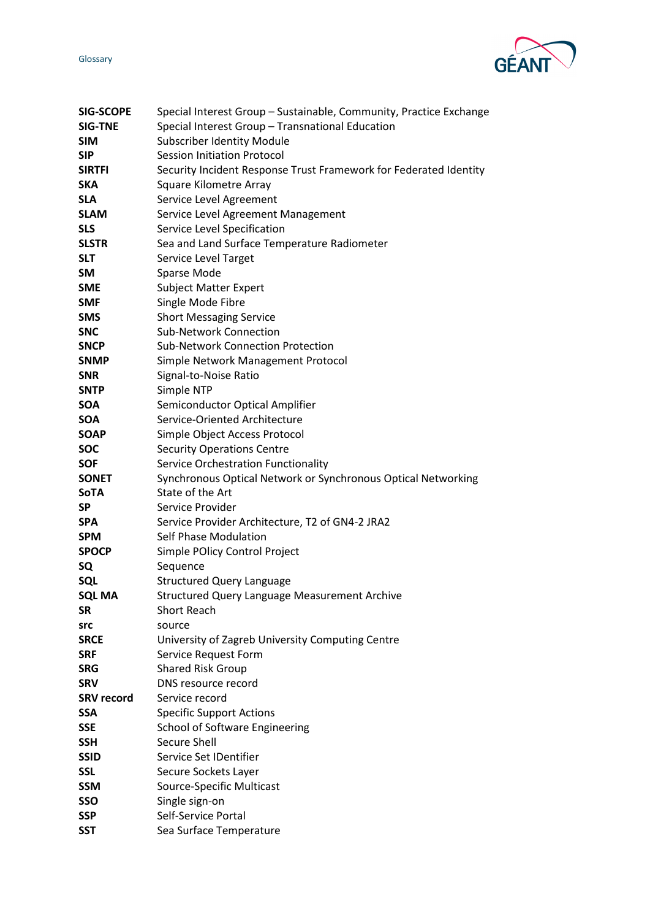| | |
|---|---|
| **SIG-SCOPE** | Special Interest Group – Sustainable, Community, Practice Exchange |
| **SIG-TNE** | Special Interest Group – Transnational Education |
| **SIM** | Subscriber Identity Module |
| **SIP** | Session Initiation Protocol |
| **SIRTFI** | Security Incident Response Trust Framework for Federated Identity |
| **SKA** | Square Kilometre Array |
| **SLA** | Service Level Agreement |
| **SLAM** | Service Level Agreement Management |
| **SLS** | Service Level Specification |
| **SLSTR** | Sea and Land Surface Temperature Radiometer |
| **SLT** | Service Level Target |
| **SM** | Sparse Mode |
| **SME** | Subject Matter Expert |
| **SMF** | Single Mode Fibre |
| **SMS** | Short Messaging Service |
| **SNC** | Sub-Network Connection |
| **SNCP** | Sub-Network Connection Protection |
| **SNMP** | Simple Network Management Protocol |
| **SNR** | Signal-to-Noise Ratio |
| **SNTP** | Simple NTP |
| **SOA** | Semiconductor Optical Amplifier |
| **SOA** | Service-Oriented Architecture |
| **SOAP** | Simple Object Access Protocol |
| **SOC** | Security Operations Centre |
| **SOF** | Service Orchestration Functionality |
| **SONET** | Synchronous Optical Network or Synchronous Optical Networking |
| **SoTA** | State of the Art |
| **SP** | Service Provider |
| **SPA** | Service Provider Architecture, T2 of GN4-2 JRA2 |
| **SPM** | Self Phase Modulation |
| **SPOCP** | Simple POlicy Control Project |
| **SQ** | Sequence |
| **SQL** | Structured Query Language |
| **SQL MA** | Structured Query Language Measurement Archive |
| **SR** | Short Reach |
| **src** | source |
| **SRCE** | University of Zagreb University Computing Centre |
| **SRF** | Service Request Form |
| **SRG** | Shared Risk Group |
| **SRV** | DNS resource record |
| **SRV record** | Service record |
| **SSA** | Specific Support Actions |
| **SSE** | School of Software Engineering |
| **SSH** | Secure Shell |
| **SSID** | Service Set IDentifier |
| **SSL** | Secure Sockets Layer |
| **SSM** | Source-Specific Multicast |
| **SSO** | Single sign-on |
| **SSP** | Self-Service Portal |
| **SST** | Sea Surface Temperature |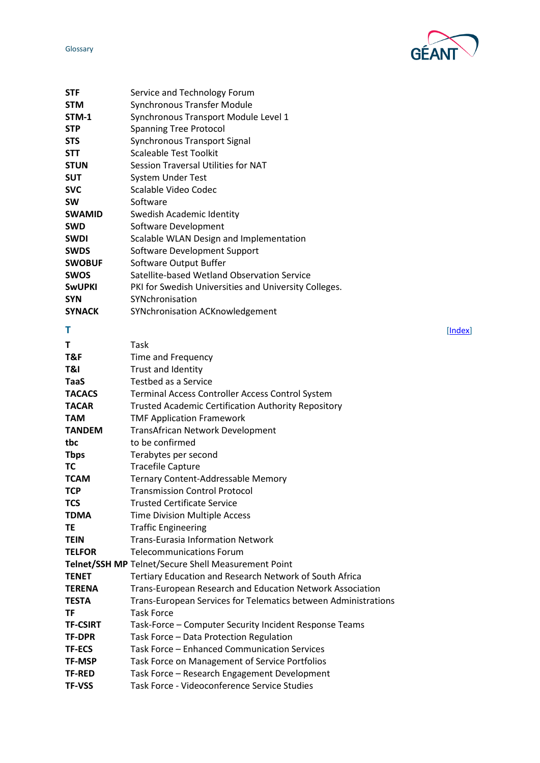| | |
|---|---|
| **STF** | Service and Technology Forum |
| **STM** | Synchronous Transfer Module |
| **STM-1** | Synchronous Transport Module Level 1 |
| **STP** | Spanning Tree Protocol |
| **STS** | Synchronous Transport Signal |
| **STT** | Scaleable Test Toolkit |
| **STUN** | Session Traversal Utilities for NAT |
| **SUT** | System Under Test |
| **SVC** | Scalable Video Codec |
| **SW** | Software |
| **SWAMID** | Swedish Academic Identity |
| **SWD** | Software Development |
| **SWDI** | Scalable WLAN Design and Implementation |
| **SWDS** | Software Development Support |
| **SWOBUF** | Software Output Buffer |
| **SWOS** | Satellite-based Wetland Observation Service |
| **SwUPKI** | PKI for Swedish Universities and University Colleges. |
| **SYN** | SYNchronisation |
| **SYNACK** | SYNchronisation ACKnowledgement |

## T

[Index]

| | |
|---|---|
| **T** | Task |
| **T&F** | Time and Frequency |
| **T&I** | Trust and Identity |
| **TaaS** | Testbed as a Service |
| **TACACS** | Terminal Access Controller Access Control System |
| **TACAR** | Trusted Academic Certification Authority Repository |
| **TAM** | TMF Application Framework |
| **TANDEM** | TransAfrican Network Development |
| **tbc** | to be confirmed |
| **Tbps** | Terabytes per second |
| **TC** | Tracefile Capture |
| **TCAM** | Ternary Content-Addressable Memory |
| **TCP** | Transmission Control Protocol |
| **TCS** | Trusted Certificate Service |
| **TDMA** | Time Division Multiple Access |
| **TE** | Traffic Engineering |
| **TEIN** | Trans-Eurasia Information Network |
| **TELFOR** | Telecommunications Forum |
| **Telnet/SSH MP** | Telnet/Secure Shell Measurement Point |
| **TENET** | Tertiary Education and Research Network of South Africa |
| **TERENA** | Trans-European Research and Education Network Association |
| **TESTA** | Trans-European Services for Telematics between Administrations |
| **TF** | Task Force |
| **TF-CSIRT** | Task-Force – Computer Security Incident Response Teams |
| **TF-DPR** | Task Force – Data Protection Regulation |
| **TF-ECS** | Task Force – Enhanced Communication Services |
| **TF-MSP** | Task Force on Management of Service Portfolios |
| **TF-RED** | Task Force – Research Engagement Development |
| **TF-VSS** | Task Force - Videoconference Service Studies |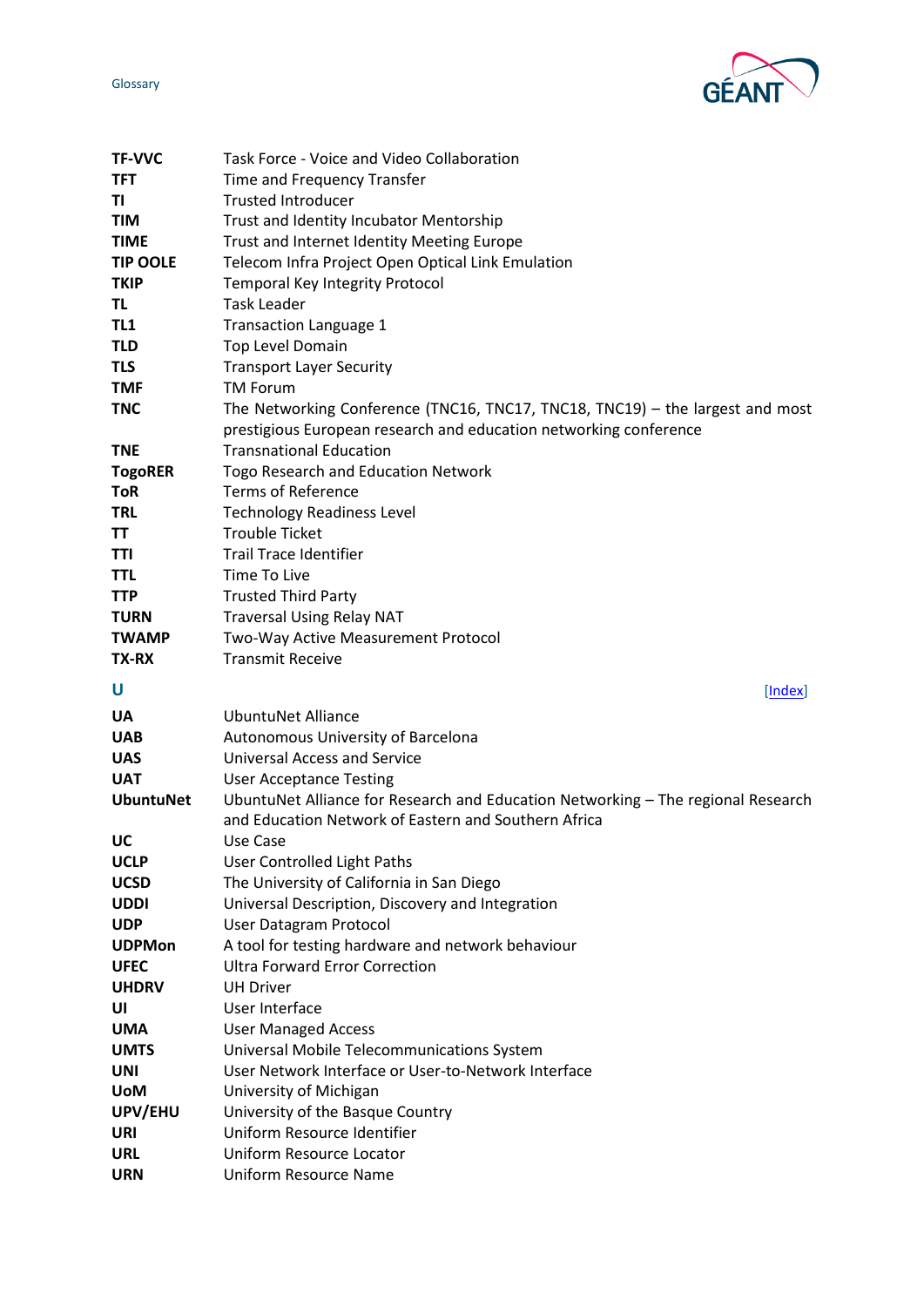| | |
|---|---|
| **TF-VVC** | Task Force - Voice and Video Collaboration |
| **TFT** | Time and Frequency Transfer |
| **TI** | Trusted Introducer |
| **TIM** | Trust and Identity Incubator Mentorship |
| **TIME** | Trust and Internet Identity Meeting Europe |
| **TIP OOLE** | Telecom Infra Project Open Optical Link Emulation |
| **TKIP** | Temporal Key Integrity Protocol |
| **TL** | Task Leader |
| **TL1** | Transaction Language 1 |
| **TLD** | Top Level Domain |
| **TLS** | Transport Layer Security |
| **TMF** | TM Forum |
| **TNC** | The Networking Conference (TNC16, TNC17, TNC18, TNC19) – the largest and most prestigious European research and education networking conference |
| **TNE** | Transnational Education |
| **TogoRER** | Togo Research and Education Network |
| **ToR** | Terms of Reference |
| **TRL** | Technology Readiness Level |
| **TT** | Trouble Ticket |
| **TTI** | Trail Trace Identifier |
| **TTL** | Time To Live |
| **TTP** | Trusted Third Party |
| **TURN** | Traversal Using Relay NAT |
| **TWAMP** | Two-Way Active Measurement Protocol |
| **TX-RX** | Transmit Receive |

## U

[Index]

| | |
|---|---|
| **UA** | UbuntuNet Alliance |
| **UAB** | Autonomous University of Barcelona |
| **UAS** | Universal Access and Service |
| **UAT** | User Acceptance Testing |
| **UbuntuNet** | UbuntuNet Alliance for Research and Education Networking – The regional Research and Education Network of Eastern and Southern Africa |
| **UC** | Use Case |
| **UCLP** | User Controlled Light Paths |
| **UCSD** | The University of California in San Diego |
| **UDDI** | Universal Description, Discovery and Integration |
| **UDP** | User Datagram Protocol |
| **UDPMon** | A tool for testing hardware and network behaviour |
| **UFEC** | Ultra Forward Error Correction |
| **UHDRV** | UH Driver |
| **UI** | User Interface |
| **UMA** | User Managed Access |
| **UMTS** | Universal Mobile Telecommunications System |
| **UNI** | User Network Interface or User-to-Network Interface |
| **UoM** | University of Michigan |
| **UPV/EHU** | University of the Basque Country |
| **URI** | Uniform Resource Identifier |
| **URL** | Uniform Resource Locator |
| **URN** | Uniform Resource Name |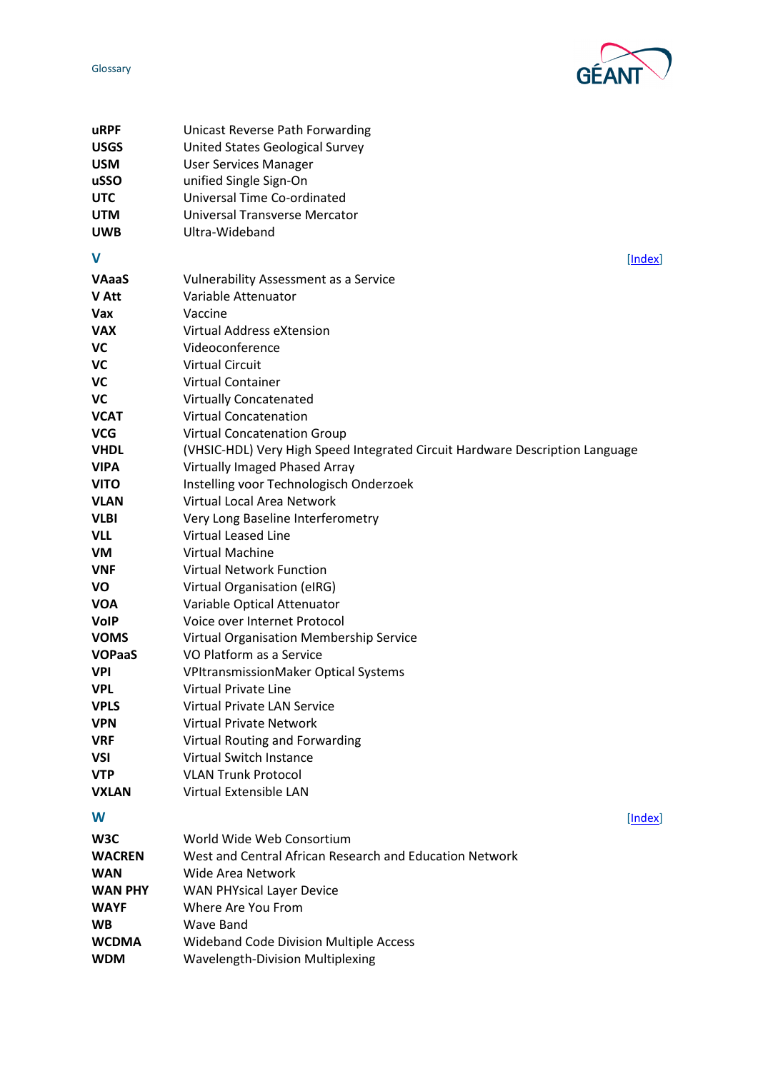| | |
|---|---|
| **uRPF** | Unicast Reverse Path Forwarding |
| **USGS** | United States Geological Survey |
| **USM** | User Services Manager |
| **uSSO** | unified Single Sign-On |
| **UTC** | Universal Time Co-ordinated |
| **UTM** | Universal Transverse Mercator |
| **UWB** | Ultra-Wideband |

## V

[Index]

| | |
|---|---|
| **VAaaS** | Vulnerability Assessment as a Service |
| **V Att** | Variable Attenuator |
| **Vax** | Vaccine |
| **VAX** | Virtual Address eXtension |
| **VC** | Videoconference |
| **VC** | Virtual Circuit |
| **VC** | Virtual Container |
| **VC** | Virtually Concatenated |
| **VCAT** | Virtual Concatenation |
| **VCG** | Virtual Concatenation Group |
| **VHDL** | (VHSIC-HDL) Very High Speed Integrated Circuit Hardware Description Language |
| **VIPA** | Virtually Imaged Phased Array |
| **VITO** | Instelling voor Technologisch Onderzoek |
| **VLAN** | Virtual Local Area Network |
| **VLBI** | Very Long Baseline Interferometry |
| **VLL** | Virtual Leased Line |
| **VM** | Virtual Machine |
| **VNF** | Virtual Network Function |
| **VO** | Virtual Organisation (eIRG) |
| **VOA** | Variable Optical Attenuator |
| **VoIP** | Voice over Internet Protocol |
| **VOMS** | Virtual Organisation Membership Service |
| **VOPaaS** | VO Platform as a Service |
| **VPI** | VPItransmissionMaker Optical Systems |
| **VPL** | Virtual Private Line |
| **VPLS** | Virtual Private LAN Service |
| **VPN** | Virtual Private Network |
| **VRF** | Virtual Routing and Forwarding |
| **VSI** | Virtual Switch Instance |
| **VTP** | VLAN Trunk Protocol |
| **VXLAN** | Virtual Extensible LAN |

## W

[Index]

| | |
|---|---|
| **W3C** | World Wide Web Consortium |
| **WACREN** | West and Central African Research and Education Network |
| **WAN** | Wide Area Network |
| **WAN PHY** | WAN PHYsical Layer Device |
| **WAYF** | Where Are You From |
| **WB** | Wave Band |
| **WCDMA** | Wideband Code Division Multiple Access |
| **WDM** | Wavelength-Division Multiplexing |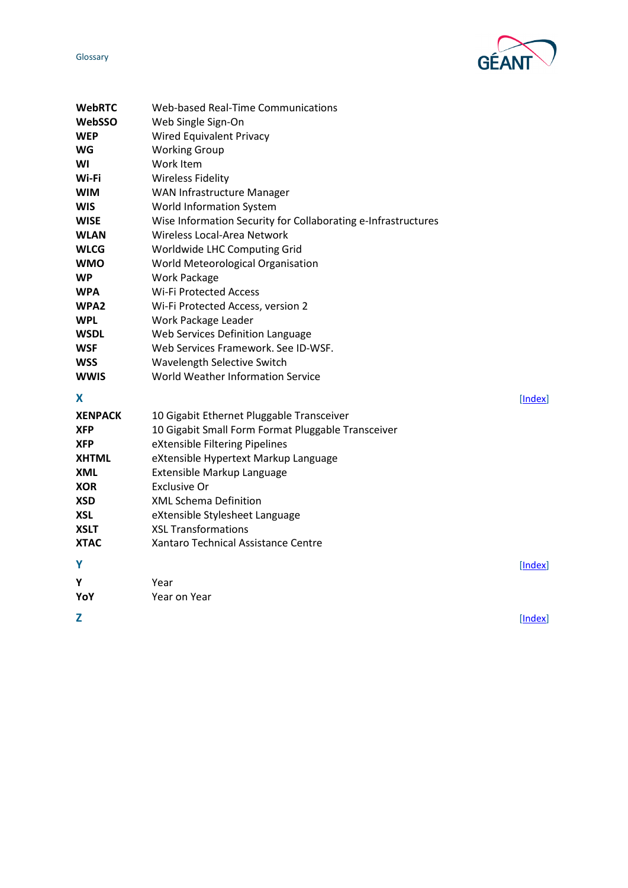| | |
|---|---|
| **WebRTC** | Web-based Real-Time Communications |
| **WebSSO** | Web Single Sign-On |
| **WEP** | Wired Equivalent Privacy |
| **WG** | Working Group |
| **WI** | Work Item |
| **Wi-Fi** | Wireless Fidelity |
| **WIM** | WAN Infrastructure Manager |
| **WIS** | World Information System |
| **WISE** | Wise Information Security for Collaborating e-Infrastructures |
| **WLAN** | Wireless Local-Area Network |
| **WLCG** | Worldwide LHC Computing Grid |
| **WMO** | World Meteorological Organisation |
| **WP** | Work Package |
| **WPA** | Wi-Fi Protected Access |
| **WPA2** | Wi-Fi Protected Access, version 2 |
| **WPL** | Work Package Leader |
| **WSDL** | Web Services Definition Language |
| **WSF** | Web Services Framework. See ID-WSF. |
| **WSS** | Wavelength Selective Switch |
| **WWIS** | World Weather Information Service |

## X

[Index]

| | |
|---|---|
| **XENPACK** | 10 Gigabit Ethernet Pluggable Transceiver |
| **XFP** | 10 Gigabit Small Form Format Pluggable Transceiver |
| **XFP** | eXtensible Filtering Pipelines |
| **XHTML** | eXtensible Hypertext Markup Language |
| **XML** | Extensible Markup Language |
| **XOR** | Exclusive Or |
| **XSD** | XML Schema Definition |
| **XSL** | eXtensible Stylesheet Language |
| **XSLT** | XSL Transformations |
| **XTAC** | Xantaro Technical Assistance Centre |

## Y

[Index]

| | |
|---|---|
| **Y** | Year |
| **YoY** | Year on Year |

## Z

[Index]